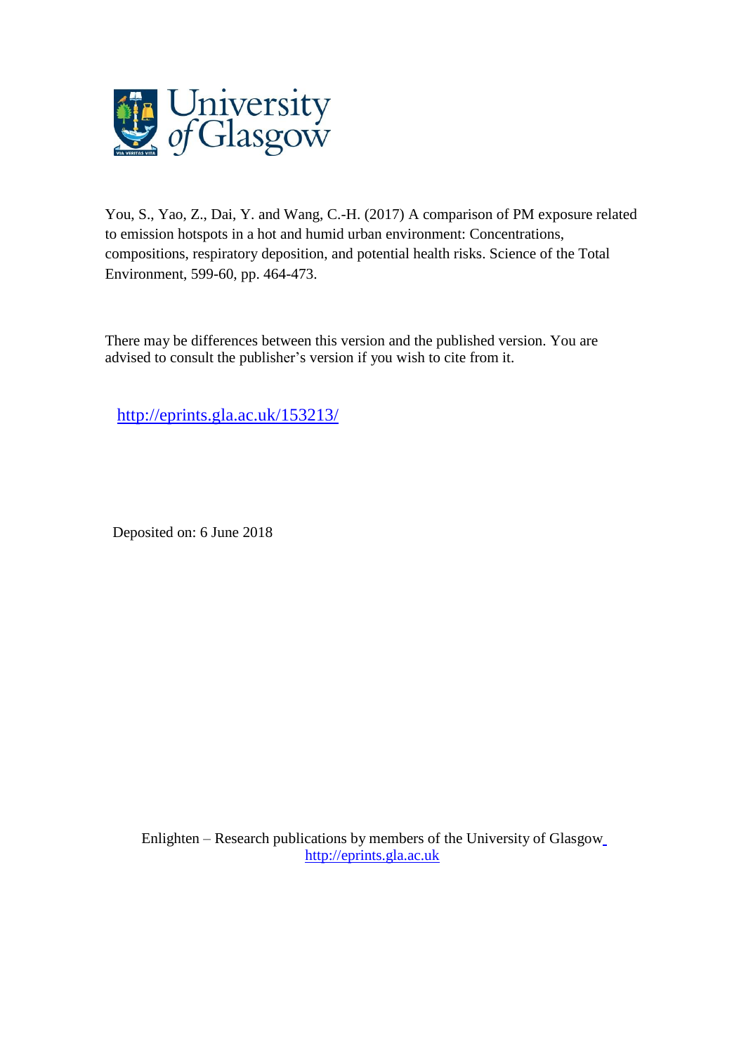You, S., Yao, Z., Dai, Y. and Wang, C.-H. (2017) A comparison of PM exposure related to emission hotspots in a hot and humid urban environment: Concentrations, compositions, respiratory deposition, and potential health risks. Science of the Total Environment, 599-60, pp. 464-473.

There may be differences between this version and the published version. You are advised to consult the publisher's version if you wish to cite from it.

http://eprints.gla.ac.uk/153213/

Deposited on: 6 June 2018

Enlighten – Research publications by members of the University of Glasgow
http://eprints.gla.ac.uk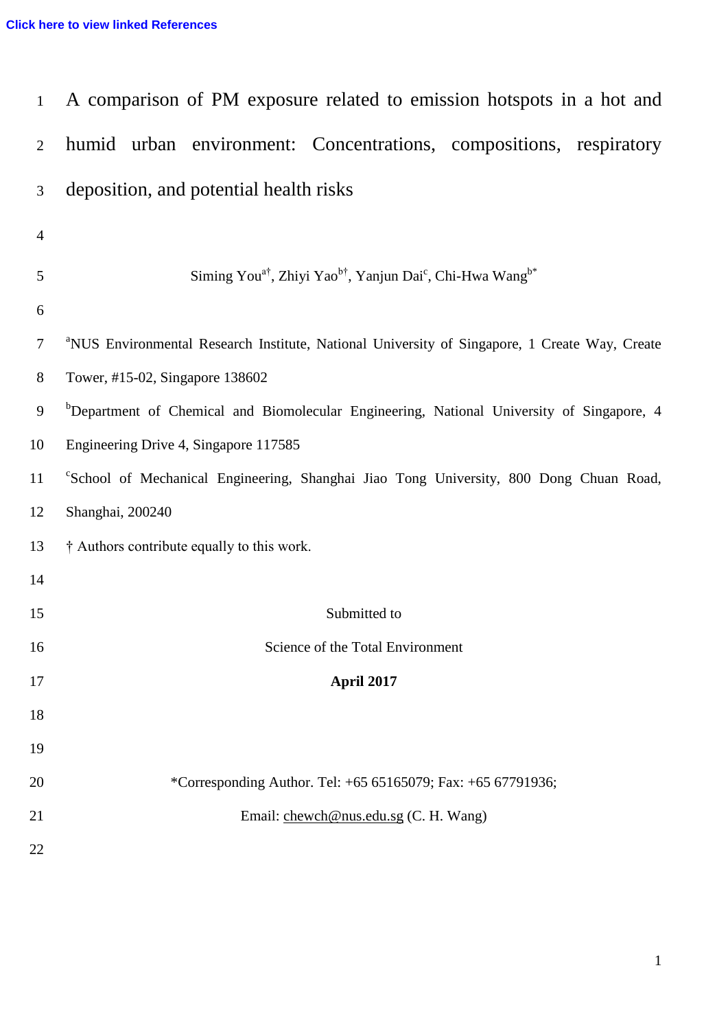Click here to view linked References

# A comparison of PM exposure related to emission hotspots in a hot and humid urban environment: Concentrations, compositions, respiratory deposition, and potential health risks

Siming You[a†], Zhiyi Yao[b†], Yanjun Dai[c], Chi-Hwa Wang[b*]

[a]NUS Environmental Research Institute, National University of Singapore, 1 Create Way, Create Tower, #15-02, Singapore 138602

[b]Department of Chemical and Biomolecular Engineering, National University of Singapore, 4 Engineering Drive 4, Singapore 117585

[c]School of Mechanical Engineering, Shanghai Jiao Tong University, 800 Dong Chuan Road, Shanghai, 200240

† Authors contribute equally to this work.

Submitted to

Science of the Total Environment

**April 2017**

*Corresponding Author. Tel: +65 65165079; Fax: +65 67791936;

Email: chewch@nus.edu.sg (C. H. Wang)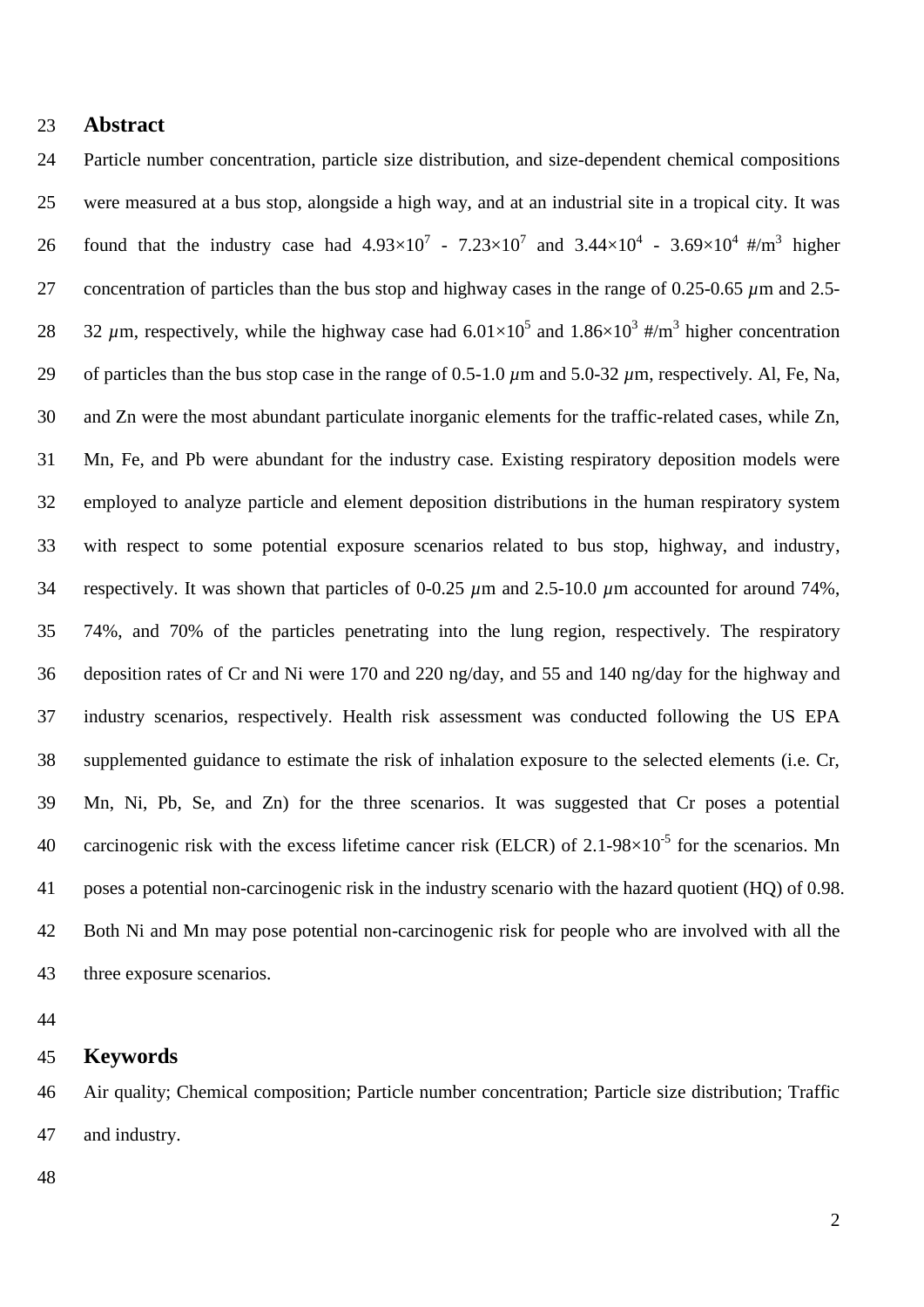## Abstract

Particle number concentration, particle size distribution, and size-dependent chemical compositions were measured at a bus stop, alongside a high way, and at an industrial site in a tropical city. It was found that the industry case had $4.93\times10^7$ - $7.23\times10^7$ and $3.44\times10^4$ - $3.69\times10^4$ #/m$^3$ higher concentration of particles than the bus stop and highway cases in the range of 0.25-0.65 $\mu$m and 2.5-32 $\mu$m, respectively, while the highway case had $6.01\times10^5$ and $1.86\times10^3$ #/m$^3$ higher concentration of particles than the bus stop case in the range of 0.5-1.0 $\mu$m and 5.0-32 $\mu$m, respectively. Al, Fe, Na, and Zn were the most abundant particulate inorganic elements for the traffic-related cases, while Zn, Mn, Fe, and Pb were abundant for the industry case. Existing respiratory deposition models were employed to analyze particle and element deposition distributions in the human respiratory system with respect to some potential exposure scenarios related to bus stop, highway, and industry, respectively. It was shown that particles of 0-0.25 $\mu$m and 2.5-10.0 $\mu$m accounted for around 74%, 74%, and 70% of the particles penetrating into the lung region, respectively. The respiratory deposition rates of Cr and Ni were 170 and 220 ng/day, and 55 and 140 ng/day for the highway and industry scenarios, respectively. Health risk assessment was conducted following the US EPA supplemented guidance to estimate the risk of inhalation exposure to the selected elements (i.e. Cr, Mn, Ni, Pb, Se, and Zn) for the three scenarios. It was suggested that Cr poses a potential carcinogenic risk with the excess lifetime cancer risk (ELCR) of 2.1-98$\times10^{-5}$ for the scenarios. Mn poses a potential non-carcinogenic risk in the industry scenario with the hazard quotient (HQ) of 0.98. Both Ni and Mn may pose potential non-carcinogenic risk for people who are involved with all the three exposure scenarios.

## Keywords

Air quality; Chemical composition; Particle number concentration; Particle size distribution; Traffic and industry.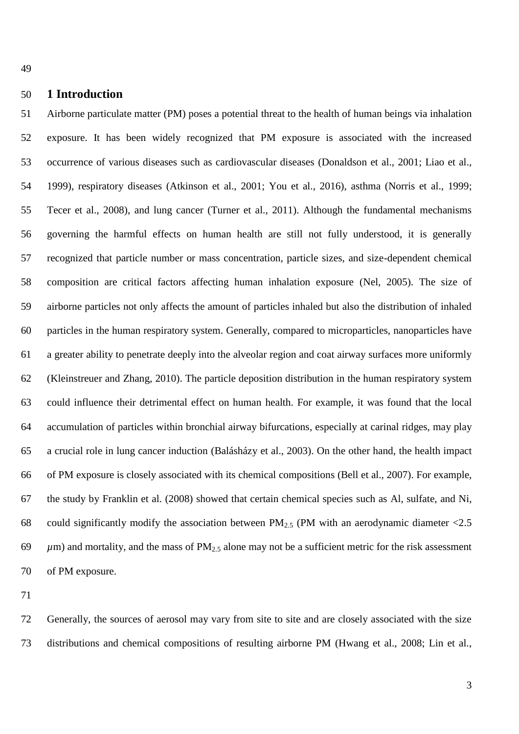## 1 Introduction

Airborne particulate matter (PM) poses a potential threat to the health of human beings via inhalation exposure. It has been widely recognized that PM exposure is associated with the increased occurrence of various diseases such as cardiovascular diseases (Donaldson et al., 2001; Liao et al., 1999), respiratory diseases (Atkinson et al., 2001; You et al., 2016), asthma (Norris et al., 1999; Tecer et al., 2008), and lung cancer (Turner et al., 2011). Although the fundamental mechanisms governing the harmful effects on human health are still not fully understood, it is generally recognized that particle number or mass concentration, particle sizes, and size-dependent chemical composition are critical factors affecting human inhalation exposure (Nel, 2005). The size of airborne particles not only affects the amount of particles inhaled but also the distribution of inhaled particles in the human respiratory system. Generally, compared to microparticles, nanoparticles have a greater ability to penetrate deeply into the alveolar region and coat airway surfaces more uniformly (Kleinstreuer and Zhang, 2010). The particle deposition distribution in the human respiratory system could influence their detrimental effect on human health. For example, it was found that the local accumulation of particles within bronchial airway bifurcations, especially at carinal ridges, may play a crucial role in lung cancer induction (Balásházy et al., 2003). On the other hand, the health impact of PM exposure is closely associated with its chemical compositions (Bell et al., 2007). For example, the study by Franklin et al. (2008) showed that certain chemical species such as Al, sulfate, and Ni, could significantly modify the association between $PM_{2.5}$ (PM with an aerodynamic diameter <2.5 $\mu$m) and mortality, and the mass of $PM_{2.5}$ alone may not be a sufficient metric for the risk assessment of PM exposure.

Generally, the sources of aerosol may vary from site to site and are closely associated with the size distributions and chemical compositions of resulting airborne PM (Hwang et al., 2008; Lin et al.,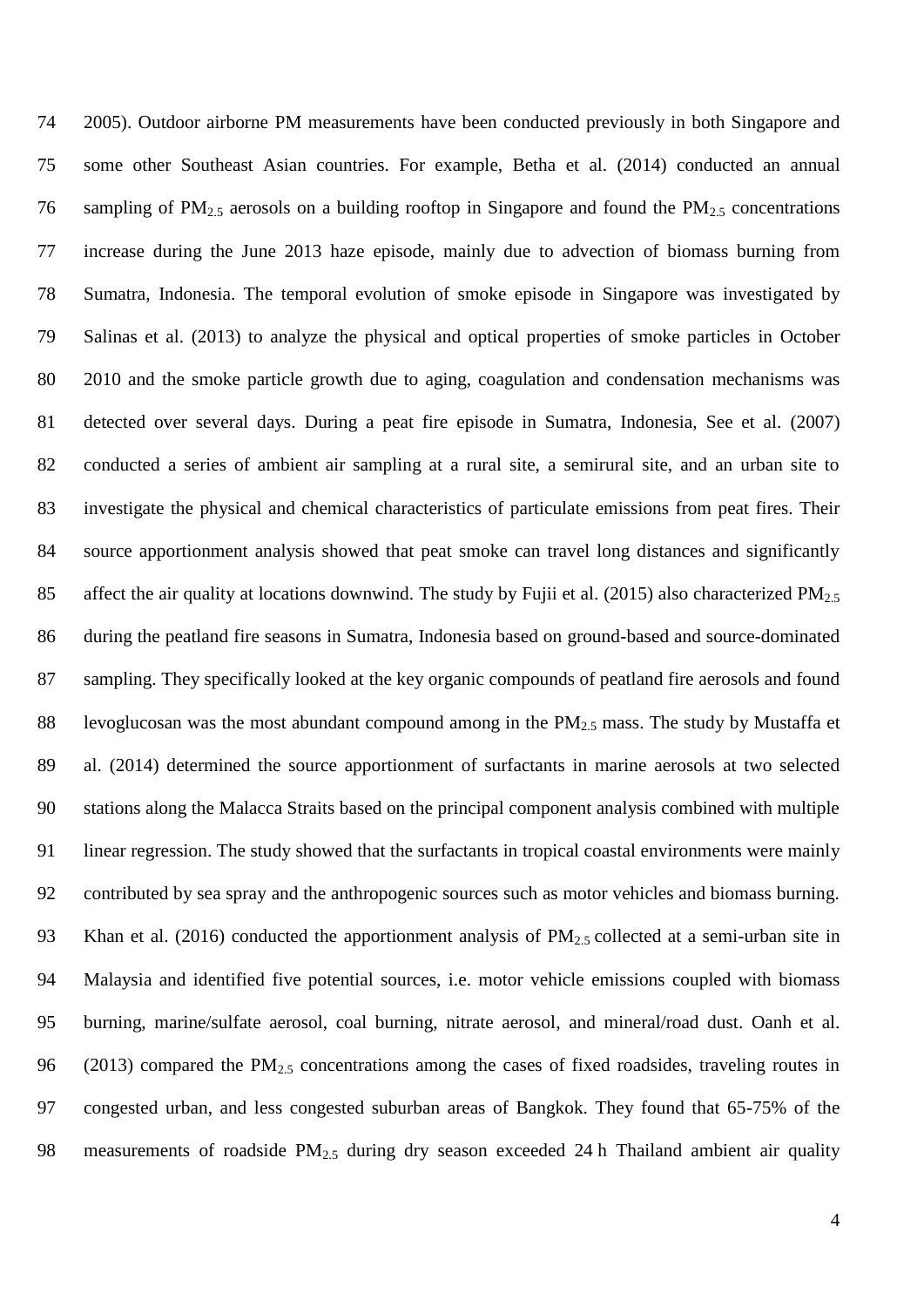2005). Outdoor airborne PM measurements have been conducted previously in both Singapore and some other Southeast Asian countries. For example, Betha et al. (2014) conducted an annual sampling of $PM_{2.5}$ aerosols on a building rooftop in Singapore and found the $PM_{2.5}$ concentrations increase during the June 2013 haze episode, mainly due to advection of biomass burning from Sumatra, Indonesia. The temporal evolution of smoke episode in Singapore was investigated by Salinas et al. (2013) to analyze the physical and optical properties of smoke particles in October 2010 and the smoke particle growth due to aging, coagulation and condensation mechanisms was detected over several days. During a peat fire episode in Sumatra, Indonesia, See et al. (2007) conducted a series of ambient air sampling at a rural site, a semirural site, and an urban site to investigate the physical and chemical characteristics of particulate emissions from peat fires. Their source apportionment analysis showed that peat smoke can travel long distances and significantly affect the air quality at locations downwind. The study by Fujii et al. (2015) also characterized $PM_{2.5}$ during the peatland fire seasons in Sumatra, Indonesia based on ground-based and source-dominated sampling. They specifically looked at the key organic compounds of peatland fire aerosols and found levoglucosan was the most abundant compound among in the $PM_{2.5}$ mass. The study by Mustaffa et al. (2014) determined the source apportionment of surfactants in marine aerosols at two selected stations along the Malacca Straits based on the principal component analysis combined with multiple linear regression. The study showed that the surfactants in tropical coastal environments were mainly contributed by sea spray and the anthropogenic sources such as motor vehicles and biomass burning. Khan et al. (2016) conducted the apportionment analysis of $PM_{2.5}$ collected at a semi-urban site in Malaysia and identified five potential sources, i.e. motor vehicle emissions coupled with biomass burning, marine/sulfate aerosol, coal burning, nitrate aerosol, and mineral/road dust. Oanh et al. (2013) compared the $PM_{2.5}$ concentrations among the cases of fixed roadsides, traveling routes in congested urban, and less congested suburban areas of Bangkok. They found that 65-75% of the measurements of roadside $PM_{2.5}$ during dry season exceeded 24 h Thailand ambient air quality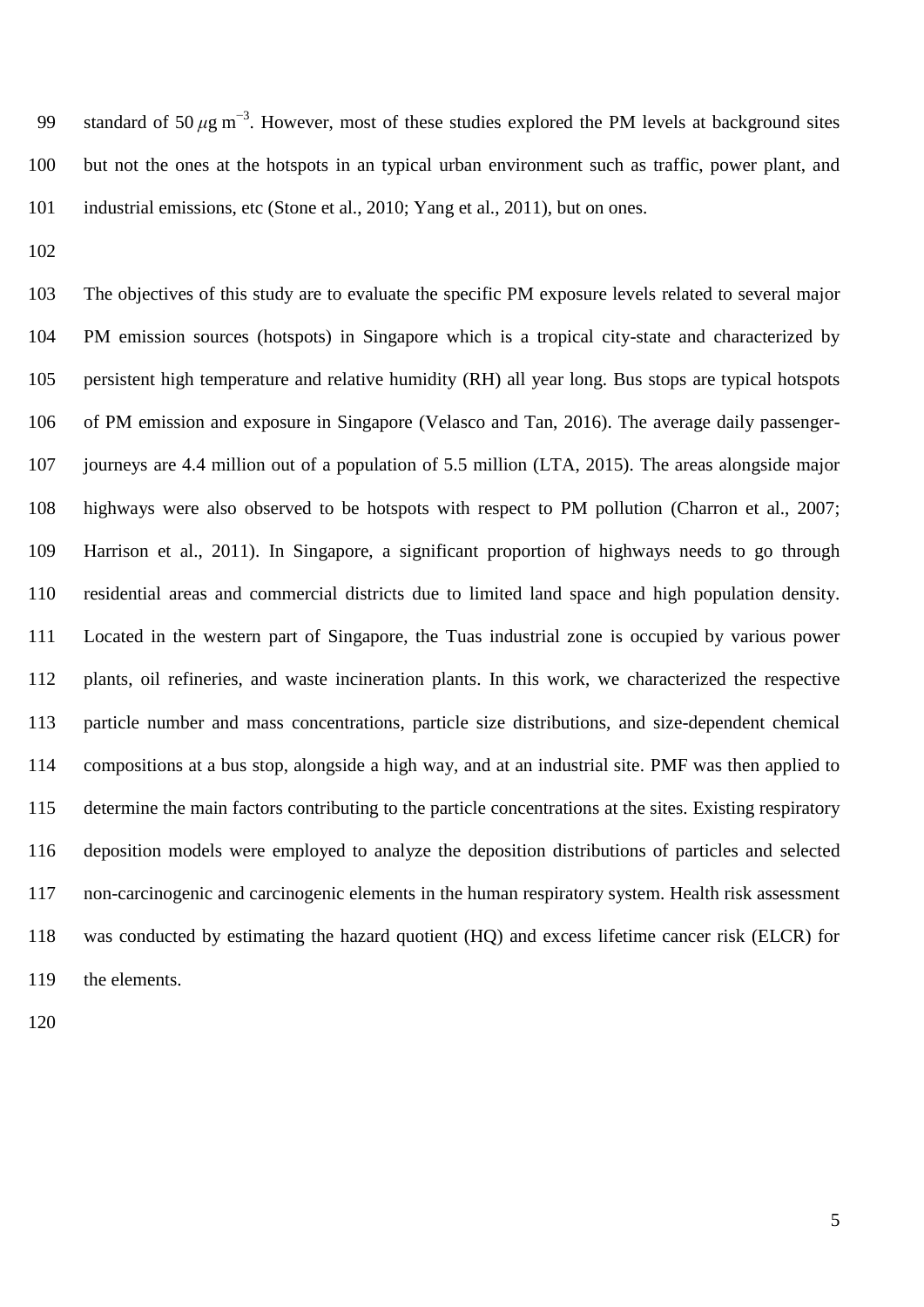standard of 50 $\mu$g m$^{-3}$. However, most of these studies explored the PM levels at background sites but not the ones at the hotspots in an typical urban environment such as traffic, power plant, and industrial emissions, etc (Stone et al., 2010; Yang et al., 2011), but on ones.

The objectives of this study are to evaluate the specific PM exposure levels related to several major PM emission sources (hotspots) in Singapore which is a tropical city-state and characterized by persistent high temperature and relative humidity (RH) all year long. Bus stops are typical hotspots of PM emission and exposure in Singapore (Velasco and Tan, 2016). The average daily passenger-journeys are 4.4 million out of a population of 5.5 million (LTA, 2015). The areas alongside major highways were also observed to be hotspots with respect to PM pollution (Charron et al., 2007; Harrison et al., 2011). In Singapore, a significant proportion of highways needs to go through residential areas and commercial districts due to limited land space and high population density. Located in the western part of Singapore, the Tuas industrial zone is occupied by various power plants, oil refineries, and waste incineration plants. In this work, we characterized the respective particle number and mass concentrations, particle size distributions, and size-dependent chemical compositions at a bus stop, alongside a high way, and at an industrial site. PMF was then applied to determine the main factors contributing to the particle concentrations at the sites. Existing respiratory deposition models were employed to analyze the deposition distributions of particles and selected non-carcinogenic and carcinogenic elements in the human respiratory system. Health risk assessment was conducted by estimating the hazard quotient (HQ) and excess lifetime cancer risk (ELCR) for the elements.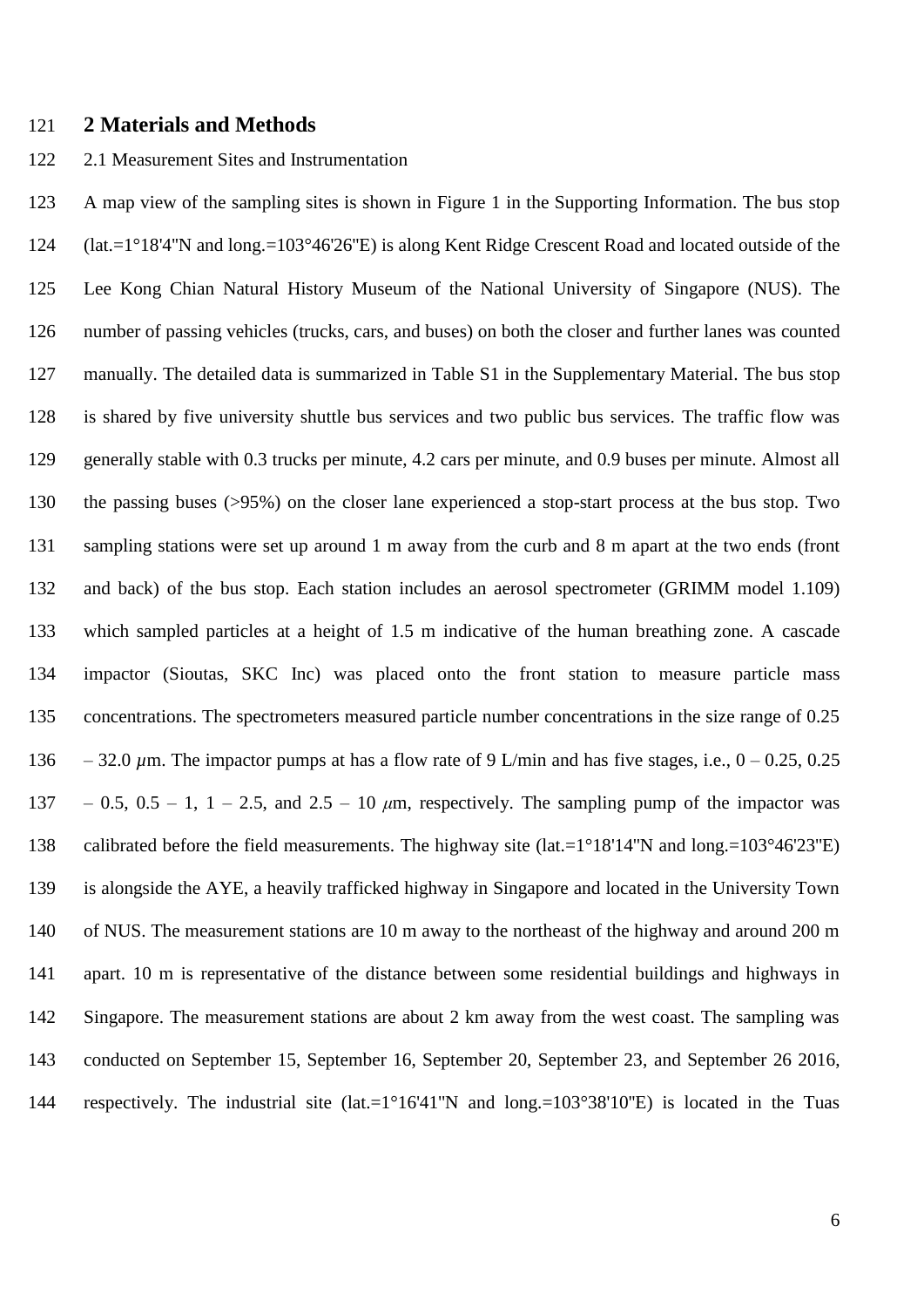## 2 Materials and Methods

2.1 Measurement Sites and Instrumentation

A map view of the sampling sites is shown in Figure 1 in the Supporting Information. The bus stop (lat.=1°18'4"N and long.=103°46'26"E) is along Kent Ridge Crescent Road and located outside of the Lee Kong Chian Natural History Museum of the National University of Singapore (NUS). The number of passing vehicles (trucks, cars, and buses) on both the closer and further lanes was counted manually. The detailed data is summarized in Table S1 in the Supplementary Material. The bus stop is shared by five university shuttle bus services and two public bus services. The traffic flow was generally stable with 0.3 trucks per minute, 4.2 cars per minute, and 0.9 buses per minute. Almost all the passing buses (>95%) on the closer lane experienced a stop-start process at the bus stop. Two sampling stations were set up around 1 m away from the curb and 8 m apart at the two ends (front and back) of the bus stop. Each station includes an aerosol spectrometer (GRIMM model 1.109) which sampled particles at a height of 1.5 m indicative of the human breathing zone. A cascade impactor (Sioutas, SKC Inc) was placed onto the front station to measure particle mass concentrations. The spectrometers measured particle number concentrations in the size range of 0.25 – 32.0 $\mu$m. The impactor pumps at has a flow rate of 9 L/min and has five stages, i.e., 0 – 0.25, 0.25 – 0.5, 0.5 – 1, 1 – 2.5, and 2.5 – 10 $\mu$m, respectively. The sampling pump of the impactor was calibrated before the field measurements. The highway site (lat.=1°18'14"N and long.=103°46'23"E) is alongside the AYE, a heavily trafficked highway in Singapore and located in the University Town of NUS. The measurement stations are 10 m away to the northeast of the highway and around 200 m apart. 10 m is representative of the distance between some residential buildings and highways in Singapore. The measurement stations are about 2 km away from the west coast. The sampling was conducted on September 15, September 16, September 20, September 23, and September 26 2016, respectively. The industrial site (lat.=1°16'41"N and long.=103°38'10"E) is located in the Tuas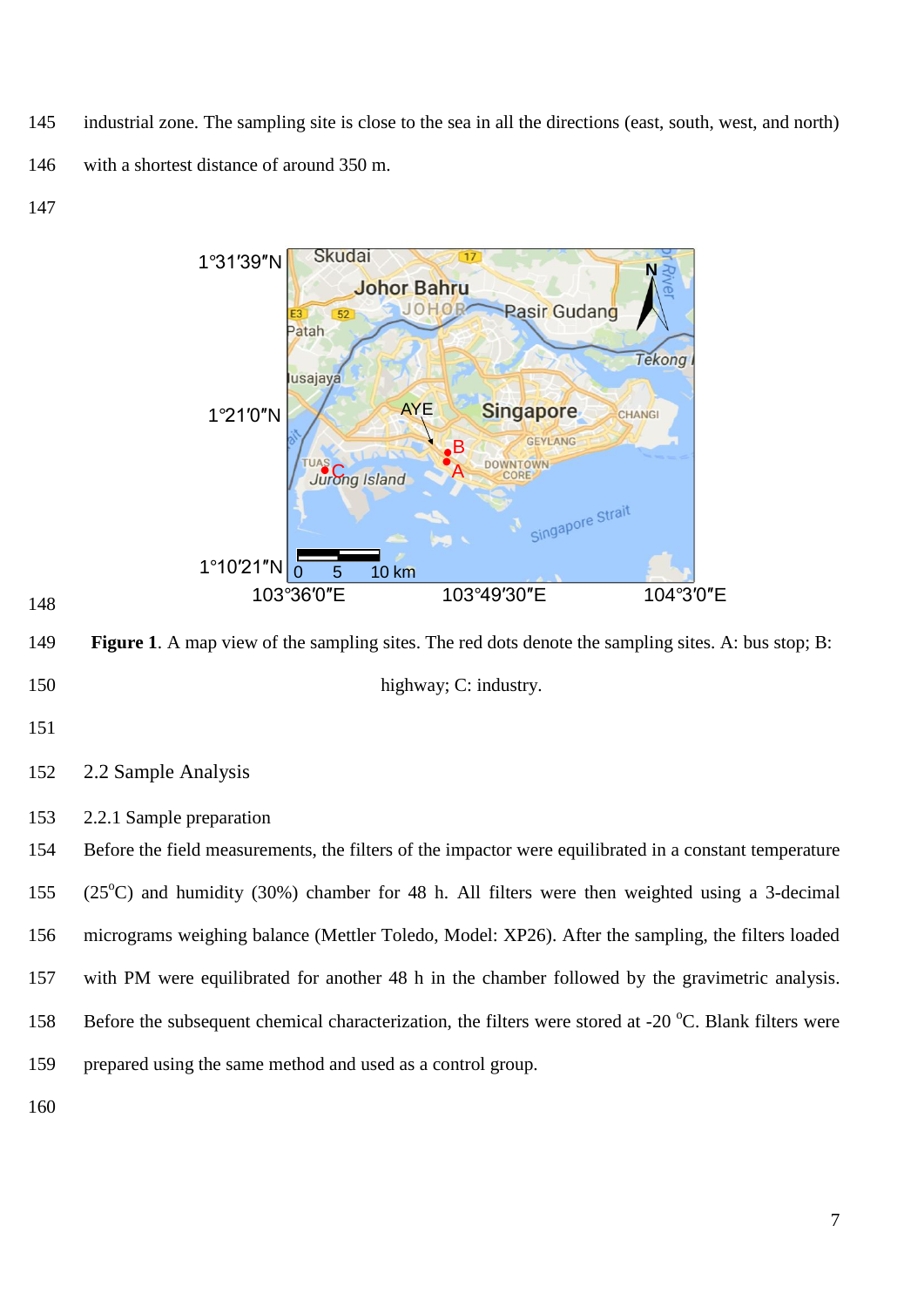industrial zone. The sampling site is close to the sea in all the directions (east, south, west, and north) with a shortest distance of around 350 m.

**Figure 1**. A map view of the sampling sites. The red dots denote the sampling sites. A: bus stop; B: highway; C: industry.

## 2.2 Sample Analysis

### 2.2.1 Sample preparation

Before the field measurements, the filters of the impactor were equilibrated in a constant temperature (25°C) and humidity (30%) chamber for 48 h. All filters were then weighted using a 3-decimal micrograms weighing balance (Mettler Toledo, Model: XP26). After the sampling, the filters loaded with PM were equilibrated for another 48 h in the chamber followed by the gravimetric analysis. Before the subsequent chemical characterization, the filters were stored at -20 °C. Blank filters were prepared using the same method and used as a control group.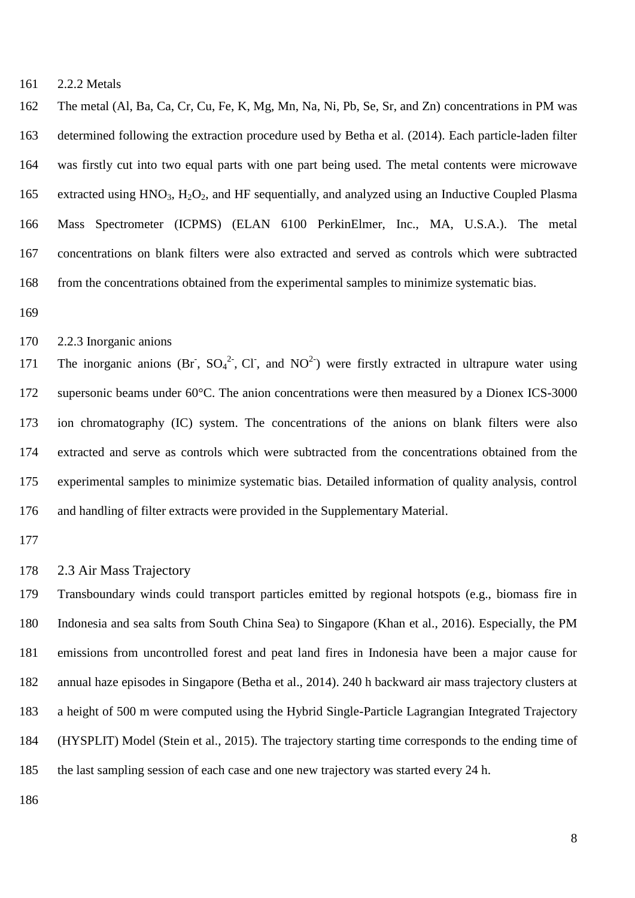### 2.2.2 Metals

The metal (Al, Ba, Ca, Cr, Cu, Fe, K, Mg, Mn, Na, Ni, Pb, Se, Sr, and Zn) concentrations in PM was determined following the extraction procedure used by Betha et al. (2014). Each particle-laden filter was firstly cut into two equal parts with one part being used. The metal contents were microwave extracted using $HNO_3$, $H_2O_2$, and HF sequentially, and analyzed using an Inductive Coupled Plasma Mass Spectrometer (ICPMS) (ELAN 6100 PerkinElmer, Inc., MA, U.S.A.). The metal concentrations on blank filters were also extracted and served as controls which were subtracted from the concentrations obtained from the experimental samples to minimize systematic bias.

### 2.2.3 Inorganic anions

The inorganic anions ($Br^-$, $SO_4^{2-}$, $Cl^-$, and $NO^{2-}$) were firstly extracted in ultrapure water using supersonic beams under 60°C. The anion concentrations were then measured by a Dionex ICS-3000 ion chromatography (IC) system. The concentrations of the anions on blank filters were also extracted and serve as controls which were subtracted from the concentrations obtained from the experimental samples to minimize systematic bias. Detailed information of quality analysis, control and handling of filter extracts were provided in the Supplementary Material.

## 2.3 Air Mass Trajectory

Transboundary winds could transport particles emitted by regional hotspots (e.g., biomass fire in Indonesia and sea salts from South China Sea) to Singapore (Khan et al., 2016). Especially, the PM emissions from uncontrolled forest and peat land fires in Indonesia have been a major cause for annual haze episodes in Singapore (Betha et al., 2014). 240 h backward air mass trajectory clusters at a height of 500 m were computed using the Hybrid Single-Particle Lagrangian Integrated Trajectory (HYSPLIT) Model (Stein et al., 2015). The trajectory starting time corresponds to the ending time of the last sampling session of each case and one new trajectory was started every 24 h.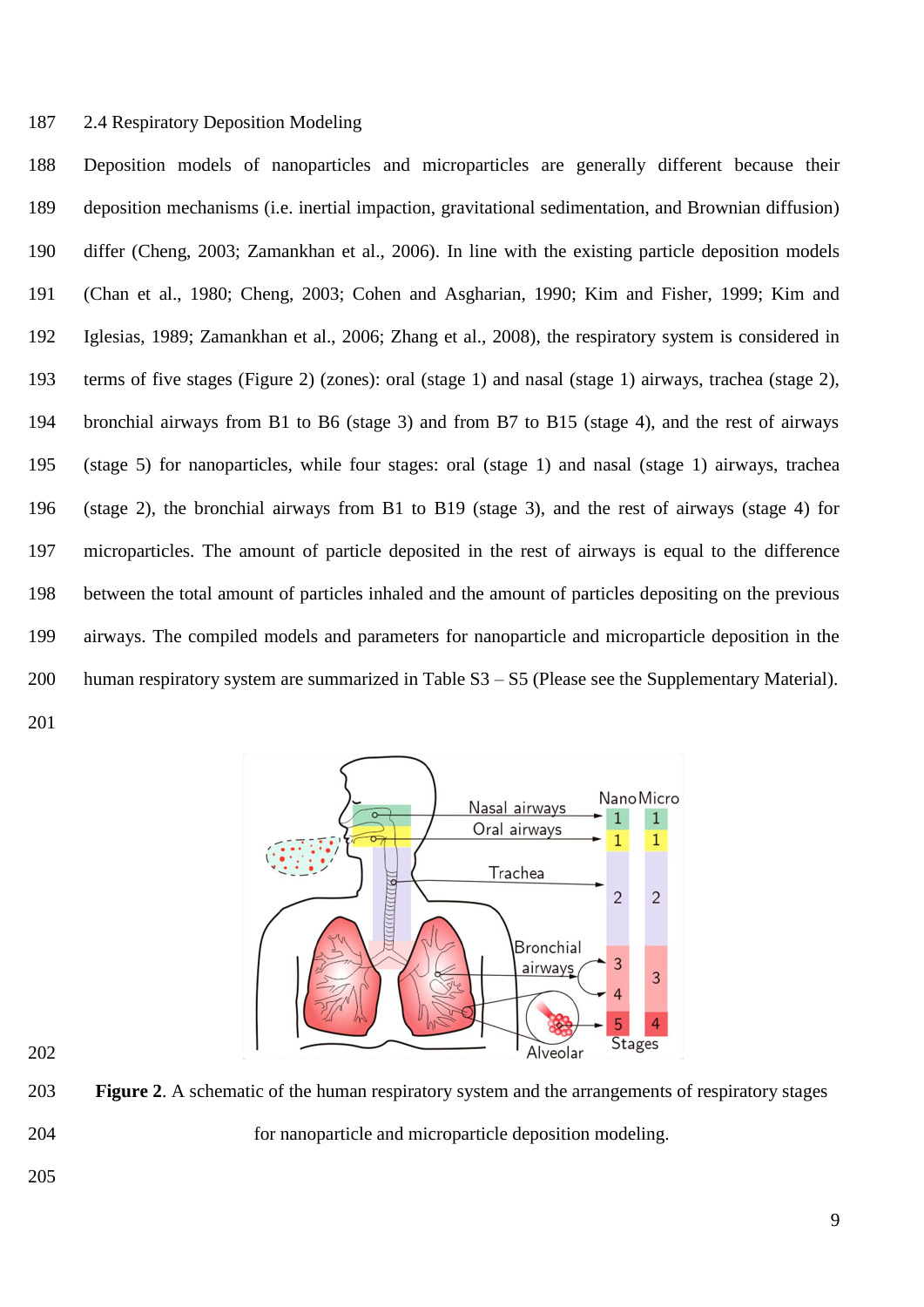### 2.4 Respiratory Deposition Modeling

Deposition models of nanoparticles and microparticles are generally different because their deposition mechanisms (i.e. inertial impaction, gravitational sedimentation, and Brownian diffusion) differ (Cheng, 2003; Zamankhan et al., 2006). In line with the existing particle deposition models (Chan et al., 1980; Cheng, 2003; Cohen and Asgharian, 1990; Kim and Fisher, 1999; Kim and Iglesias, 1989; Zamankhan et al., 2006; Zhang et al., 2008), the respiratory system is considered in terms of five stages (Figure 2) (zones): oral (stage 1) and nasal (stage 1) airways, trachea (stage 2), bronchial airways from B1 to B6 (stage 3) and from B7 to B15 (stage 4), and the rest of airways (stage 5) for nanoparticles, while four stages: oral (stage 1) and nasal (stage 1) airways, trachea (stage 2), the bronchial airways from B1 to B19 (stage 3), and the rest of airways (stage 4) for microparticles. The amount of particle deposited in the rest of airways is equal to the difference between the total amount of particles inhaled and the amount of particles depositing on the previous airways. The compiled models and parameters for nanoparticle and microparticle deposition in the human respiratory system are summarized in Table S3 – S5 (Please see the Supplementary Material).

**Figure 2**. A schematic of the human respiratory system and the arrangements of respiratory stages for nanoparticle and microparticle deposition modeling.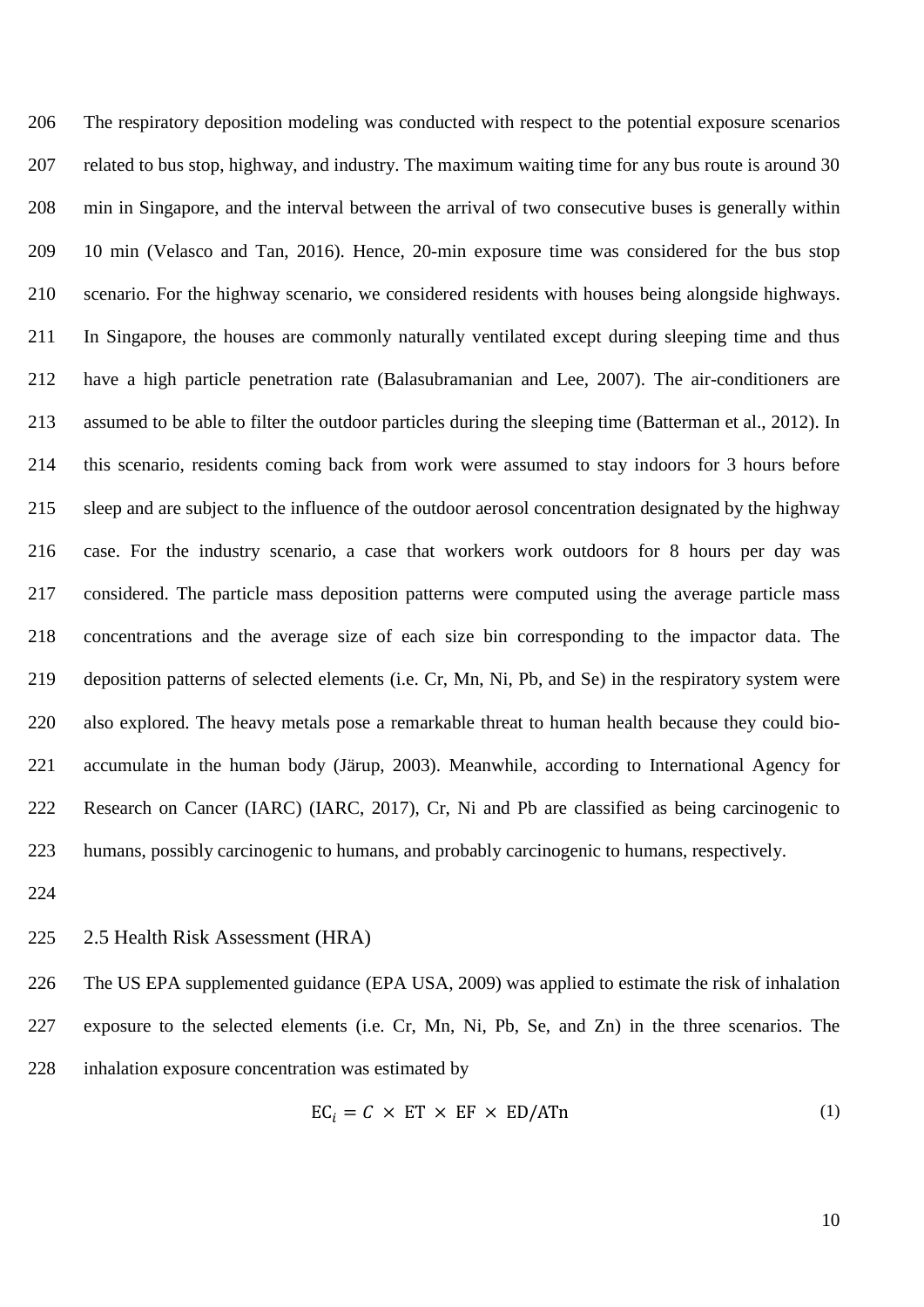The respiratory deposition modeling was conducted with respect to the potential exposure scenarios related to bus stop, highway, and industry. The maximum waiting time for any bus route is around 30 min in Singapore, and the interval between the arrival of two consecutive buses is generally within 10 min (Velasco and Tan, 2016). Hence, 20-min exposure time was considered for the bus stop scenario. For the highway scenario, we considered residents with houses being alongside highways. In Singapore, the houses are commonly naturally ventilated except during sleeping time and thus have a high particle penetration rate (Balasubramanian and Lee, 2007). The air-conditioners are assumed to be able to filter the outdoor particles during the sleeping time (Batterman et al., 2012). In this scenario, residents coming back from work were assumed to stay indoors for 3 hours before sleep and are subject to the influence of the outdoor aerosol concentration designated by the highway case. For the industry scenario, a case that workers work outdoors for 8 hours per day was considered. The particle mass deposition patterns were computed using the average particle mass concentrations and the average size of each size bin corresponding to the impactor data. The deposition patterns of selected elements (i.e. Cr, Mn, Ni, Pb, and Se) in the respiratory system were also explored. The heavy metals pose a remarkable threat to human health because they could bio-accumulate in the human body (Järup, 2003). Meanwhile, according to International Agency for Research on Cancer (IARC) (IARC, 2017), Cr, Ni and Pb are classified as being carcinogenic to humans, possibly carcinogenic to humans, and probably carcinogenic to humans, respectively.

## 2.5 Health Risk Assessment (HRA)

The US EPA supplemented guidance (EPA USA, 2009) was applied to estimate the risk of inhalation exposure to the selected elements (i.e. Cr, Mn, Ni, Pb, Se, and Zn) in the three scenarios. The inhalation exposure concentration was estimated by

$$\mathrm{EC}_i = C \times \mathrm{ET} \times \mathrm{EF} \times \mathrm{ED}/\mathrm{ATn} \tag{1}$$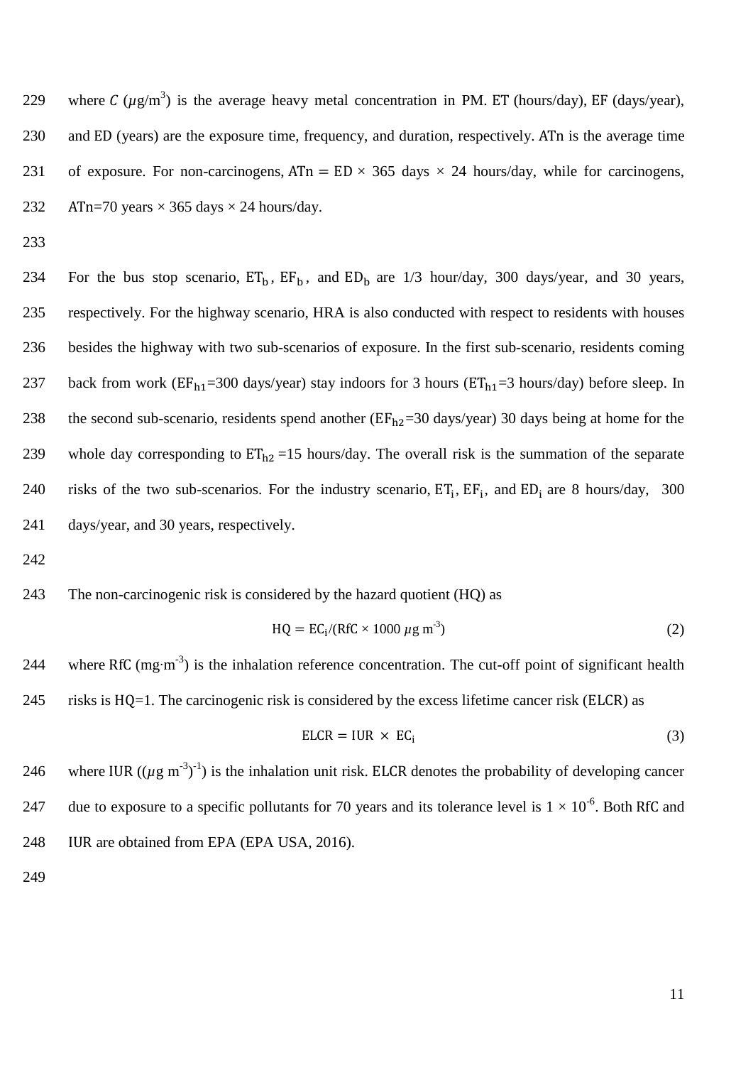where $C$ ($\mu$g/m$^3$) is the average heavy metal concentration in PM. ET (hours/day), EF (days/year), and ED (years) are the exposure time, frequency, and duration, respectively. ATn is the average time of exposure. For non-carcinogens, ATn $=$ ED $\times$ 365 days $\times$ 24 hours/day, while for carcinogens, ATn=70 years $\times$ 365 days $\times$ 24 hours/day.

For the bus stop scenario, $\mathrm{ET_b}$, $\mathrm{EF_b}$, and $\mathrm{ED_b}$ are 1/3 hour/day, 300 days/year, and 30 years, respectively. For the highway scenario, HRA is also conducted with respect to residents with houses besides the highway with two sub-scenarios of exposure. In the first sub-scenario, residents coming back from work ($\mathrm{EF_{h1}}$=300 days/year) stay indoors for 3 hours ($\mathrm{ET_{h1}}$=3 hours/day) before sleep. In the second sub-scenario, residents spend another ($\mathrm{EF_{h2}}$=30 days/year) 30 days being at home for the whole day corresponding to $\mathrm{ET_{h2}}$ =15 hours/day. The overall risk is the summation of the separate risks of the two sub-scenarios. For the industry scenario, $\mathrm{ET_i}$, $\mathrm{EF_i}$, and $\mathrm{ED_i}$ are 8 hours/day, 300 days/year, and 30 years, respectively.

The non-carcinogenic risk is considered by the hazard quotient (HQ) as

$$\mathrm{HQ} = \mathrm{EC_i}/(\mathrm{RfC} \times 1000\ \mu\mathrm{g\ m^{-3}}) \tag{2}$$

where RfC (mg·m$^{-3}$) is the inhalation reference concentration. The cut-off point of significant health risks is HQ=1. The carcinogenic risk is considered by the excess lifetime cancer risk (ELCR) as

$$\mathrm{ELCR} = \mathrm{IUR} \times \mathrm{EC_i} \tag{3}$$

where IUR (($\mu$g m$^{-3}$)$^{-1}$) is the inhalation unit risk. ELCR denotes the probability of developing cancer due to exposure to a specific pollutants for 70 years and its tolerance level is $1 \times 10^{-6}$. Both RfC and IUR are obtained from EPA (EPA USA, 2016).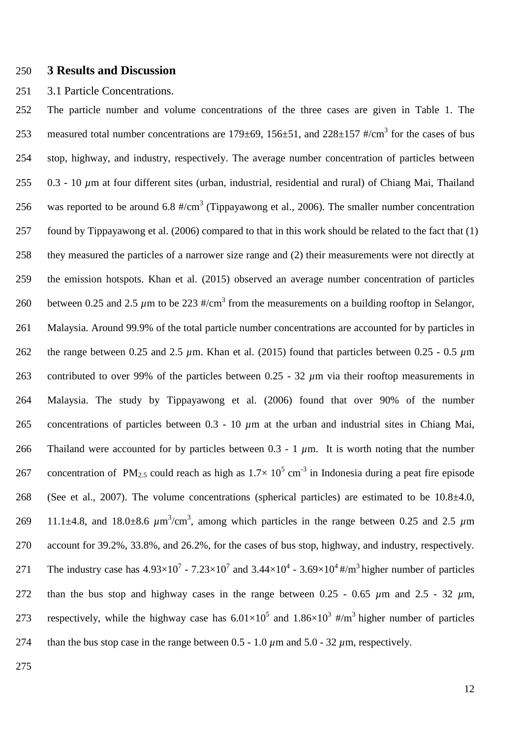# 3 Results and Discussion

3.1 Particle Concentrations.

The particle number and volume concentrations of the three cases are given in Table 1. The measured total number concentrations are 179±69, 156±51, and 228±157 #/cm$^3$ for the cases of bus stop, highway, and industry, respectively. The average number concentration of particles between 0.3 - 10 $\mu$m at four different sites (urban, industrial, residential and rural) of Chiang Mai, Thailand was reported to be around 6.8 #/cm$^3$ (Tippayawong et al., 2006). The smaller number concentration found by Tippayawong et al. (2006) compared to that in this work should be related to the fact that (1) they measured the particles of a narrower size range and (2) their measurements were not directly at the emission hotspots. Khan et al. (2015) observed an average number concentration of particles between 0.25 and 2.5 $\mu$m to be 223 #/cm$^3$ from the measurements on a building rooftop in Selangor, Malaysia. Around 99.9% of the total particle number concentrations are accounted for by particles in the range between 0.25 and 2.5 $\mu$m. Khan et al. (2015) found that particles between 0.25 - 0.5 $\mu$m contributed to over 99% of the particles between 0.25 - 32 $\mu$m via their rooftop measurements in Malaysia. The study by Tippayawong et al. (2006) found that over 90% of the number concentrations of particles between 0.3 - 10 $\mu$m at the urban and industrial sites in Chiang Mai, Thailand were accounted for by particles between 0.3 - 1 $\mu$m. It is worth noting that the number concentration of $PM_{2.5}$ could reach as high as $1.7\times 10^5$ cm$^{-3}$ in Indonesia during a peat fire episode (See et al., 2007). The volume concentrations (spherical particles) are estimated to be 10.8±4.0, 11.1±4.8, and 18.0±8.6 $\mu$m$^3$/cm$^3$, among which particles in the range between 0.25 and 2.5 $\mu$m account for 39.2%, 33.8%, and 26.2%, for the cases of bus stop, highway, and industry, respectively. The industry case has $4.93\times10^7$ - $7.23\times10^7$ and $3.44\times10^4$ - $3.69\times10^4$ #/m$^3$ higher number of particles than the bus stop and highway cases in the range between 0.25 - 0.65 $\mu$m and 2.5 - 32 $\mu$m, respectively, while the highway case has $6.01\times10^5$ and $1.86\times10^3$ #/m$^3$ higher number of particles than the bus stop case in the range between 0.5 - 1.0 $\mu$m and 5.0 - 32 $\mu$m, respectively.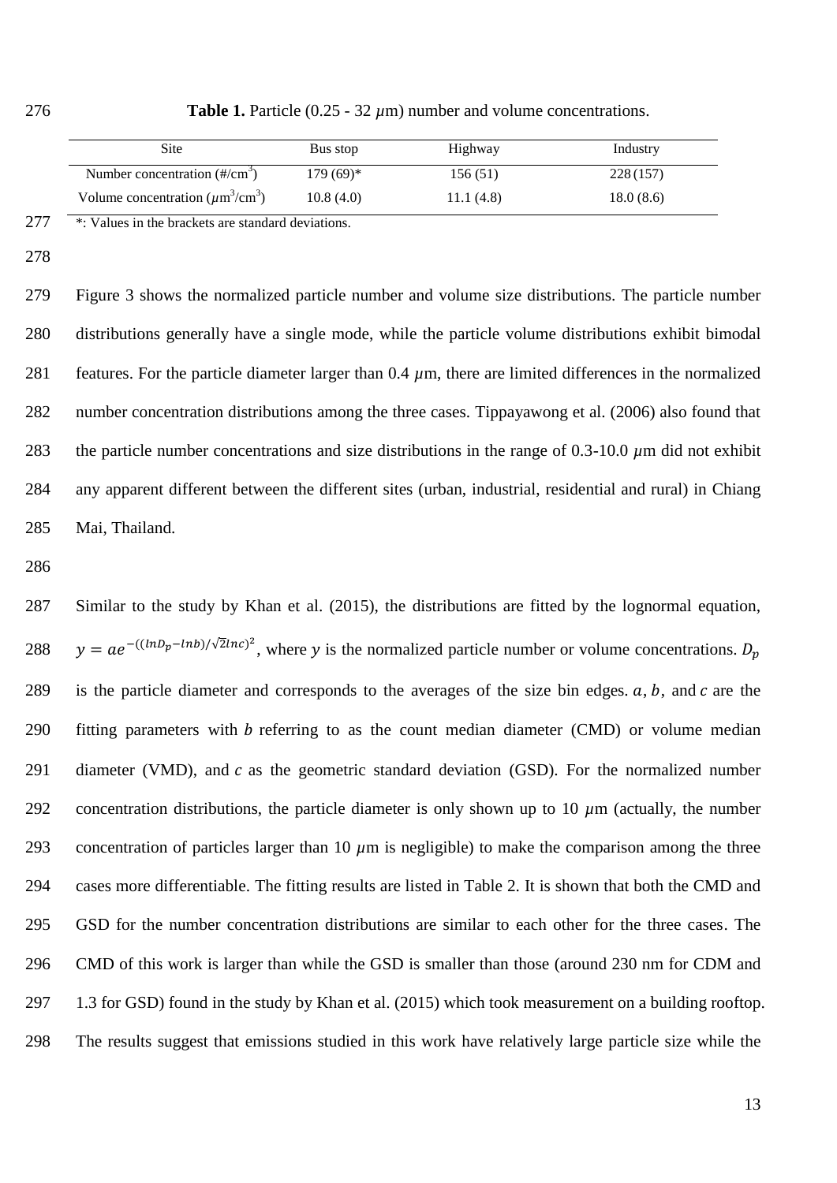**Table 1.** Particle (0.25 - 32 $\mu$m) number and volume concentrations.

| Site | Bus stop | Highway | Industry |
|---|---|---|---|
| Number concentration (#/cm$^3$) | 179 (69)* | 156 (51) | 228 (157) |
| Volume concentration ($\mu$m$^3$/cm$^3$) | 10.8 (4.0) | 11.1 (4.8) | 18.0 (8.6) |

*: Values in the brackets are standard deviations.

Figure 3 shows the normalized particle number and volume size distributions. The particle number distributions generally have a single mode, while the particle volume distributions exhibit bimodal features. For the particle diameter larger than 0.4 $\mu$m, there are limited differences in the normalized number concentration distributions among the three cases. Tippayawong et al. (2006) also found that the particle number concentrations and size distributions in the range of 0.3-10.0 $\mu$m did not exhibit any apparent different between the different sites (urban, industrial, residential and rural) in Chiang Mai, Thailand.

Similar to the study by Khan et al. (2015), the distributions are fitted by the lognormal equation, $y = ae^{-((lnD_p - lnb)/\sqrt{2}lnc)^2}$, where $y$ is the normalized particle number or volume concentrations. $D_p$ is the particle diameter and corresponds to the averages of the size bin edges. $a$, $b$, and $c$ are the fitting parameters with $b$ referring to as the count median diameter (CMD) or volume median diameter (VMD), and $c$ as the geometric standard deviation (GSD). For the normalized number concentration distributions, the particle diameter is only shown up to 10 $\mu$m (actually, the number concentration of particles larger than 10 $\mu$m is negligible) to make the comparison among the three cases more differentiable. The fitting results are listed in Table 2. It is shown that both the CMD and GSD for the number concentration distributions are similar to each other for the three cases. The CMD of this work is larger than while the GSD is smaller than those (around 230 nm for CDM and 1.3 for GSD) found in the study by Khan et al. (2015) which took measurement on a building rooftop. The results suggest that emissions studied in this work have relatively large particle size while the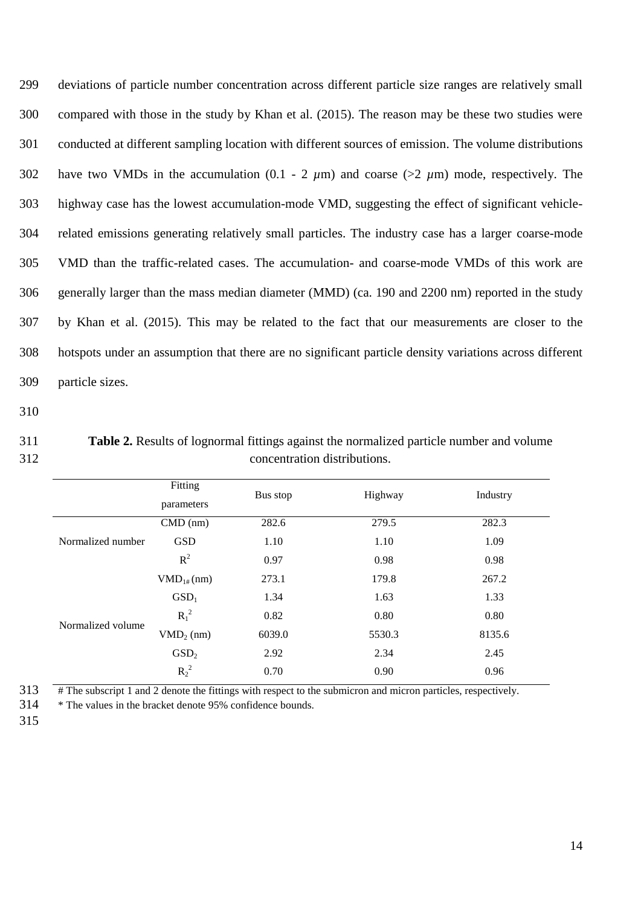deviations of particle number concentration across different particle size ranges are relatively small compared with those in the study by Khan et al. (2015). The reason may be these two studies were conducted at different sampling location with different sources of emission. The volume distributions have two VMDs in the accumulation (0.1 - 2 $\mu$m) and coarse (>2 $\mu$m) mode, respectively. The highway case has the lowest accumulation-mode VMD, suggesting the effect of significant vehicle-related emissions generating relatively small particles. The industry case has a larger coarse-mode VMD than the traffic-related cases. The accumulation- and coarse-mode VMDs of this work are generally larger than the mass median diameter (MMD) (ca. 190 and 2200 nm) reported in the study by Khan et al. (2015). This may be related to the fact that our measurements are closer to the hotspots under an assumption that there are no significant particle density variations across different particle sizes.

**Table 2.** Results of lognormal fittings against the normalized particle number and volume concentration distributions.

| | Fitting parameters | Bus stop | Highway | Industry |
|---|---|---|---|---|
| Normalized number | CMD (nm) | 282.6 | 279.5 | 282.3 |
| | GSD | 1.10 | 1.10 | 1.09 |
| | $R^2$ | 0.97 | 0.98 | 0.98 |
| Normalized volume | $VMD_{1\#}$ (nm) | 273.1 | 179.8 | 267.2 |
| | $GSD_1$ | 1.34 | 1.63 | 1.33 |
| | $R_1^2$ | 0.82 | 0.80 | 0.80 |
| | $VMD_2$ (nm) | 6039.0 | 5530.3 | 8135.6 |
| | $GSD_2$ | 2.92 | 2.34 | 2.45 |
| | $R_2^2$ | 0.70 | 0.90 | 0.96 |

# The subscript 1 and 2 denote the fittings with respect to the submicron and micron particles, respectively.

* The values in the bracket denote 95% confidence bounds.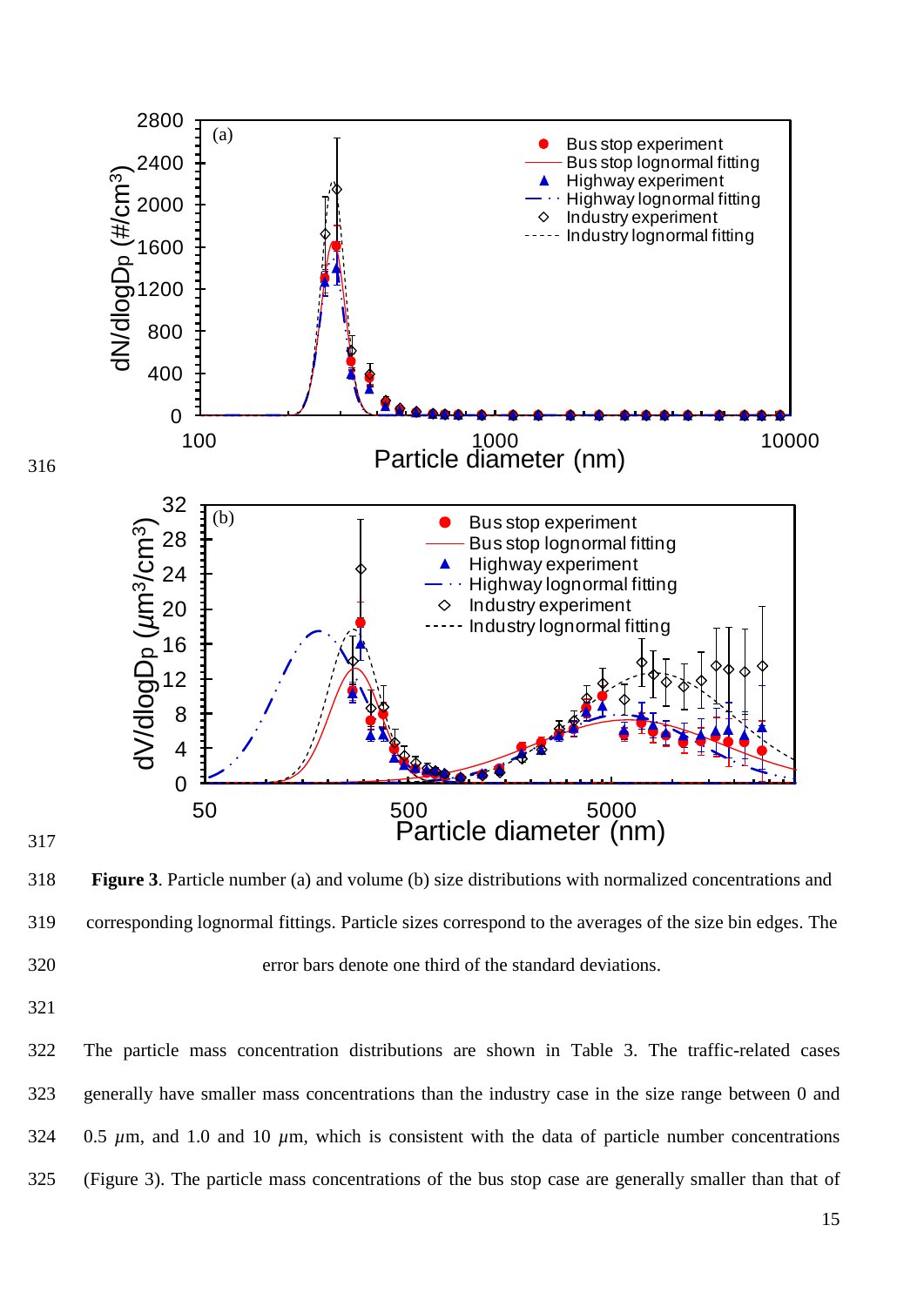**Figure 3**. Particle number (a) and volume (b) size distributions with normalized concentrations and corresponding lognormal fittings. Particle sizes correspond to the averages of the size bin edges. The error bars denote one third of the standard deviations.

The particle mass concentration distributions are shown in Table 3. The traffic-related cases generally have smaller mass concentrations than the industry case in the size range between 0 and 0.5 $\mu$m, and 1.0 and 10 $\mu$m, which is consistent with the data of particle number concentrations (Figure 3). The particle mass concentrations of the bus stop case are generally smaller than that of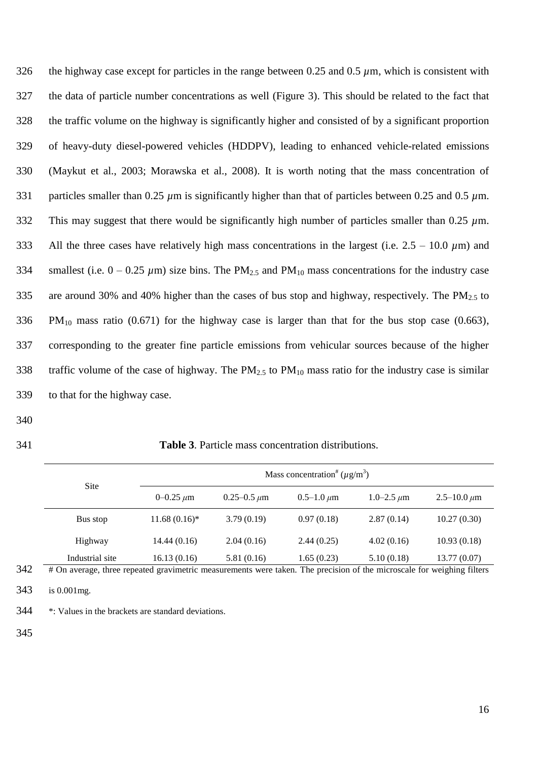the highway case except for particles in the range between 0.25 and 0.5 $\mu$m, which is consistent with the data of particle number concentrations as well (Figure 3). This should be related to the fact that the traffic volume on the highway is significantly higher and consisted of by a significant proportion of heavy-duty diesel-powered vehicles (HDDPV), leading to enhanced vehicle-related emissions (Maykut et al., 2003; Morawska et al., 2008). It is worth noting that the mass concentration of particles smaller than 0.25 $\mu$m is significantly higher than that of particles between 0.25 and 0.5 $\mu$m. This may suggest that there would be significantly high number of particles smaller than 0.25 $\mu$m. All the three cases have relatively high mass concentrations in the largest (i.e. 2.5 – 10.0 $\mu$m) and smallest (i.e. 0 – 0.25 $\mu$m) size bins. The $PM_{2.5}$ and $PM_{10}$ mass concentrations for the industry case are around 30% and 40% higher than the cases of bus stop and highway, respectively. The $PM_{2.5}$ to $PM_{10}$ mass ratio (0.671) for the highway case is larger than that for the bus stop case (0.663), corresponding to the greater fine particle emissions from vehicular sources because of the higher traffic volume of the case of highway. The $PM_{2.5}$ to $PM_{10}$ mass ratio for the industry case is similar to that for the highway case.

**Table 3**. Particle mass concentration distributions.

| Site | Mass concentration# ($\mu$g/m$^3$) | | | | |
|---|---|---|---|---|---|
| | 0–0.25 $\mu$m | 0.25–0.5 $\mu$m | 0.5–1.0 $\mu$m | 1.0–2.5 $\mu$m | 2.5–10.0 $\mu$m |
| Bus stop | 11.68 (0.16)* | 3.79 (0.19) | 0.97 (0.18) | 2.87 (0.14) | 10.27 (0.30) |
| Highway | 14.44 (0.16) | 2.04 (0.16) | 2.44 (0.25) | 4.02 (0.16) | 10.93 (0.18) |
| Industrial site | 16.13 (0.16) | 5.81 (0.16) | 1.65 (0.23) | 5.10 (0.18) | 13.77 (0.07) |

# On average, three repeated gravimetric measurements were taken. The precision of the microscale for weighing filters is 0.001mg.

*: Values in the brackets are standard deviations.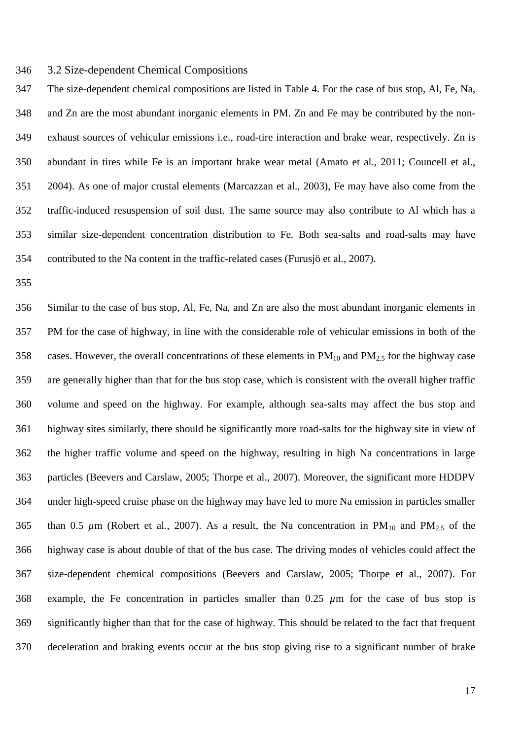### 3.2 Size-dependent Chemical Compositions

The size-dependent chemical compositions are listed in Table 4. For the case of bus stop, Al, Fe, Na, and Zn are the most abundant inorganic elements in PM. Zn and Fe may be contributed by the non-exhaust sources of vehicular emissions i.e., road-tire interaction and brake wear, respectively. Zn is abundant in tires while Fe is an important brake wear metal (Amato et al., 2011; Councell et al., 2004). As one of major crustal elements (Marcazzan et al., 2003), Fe may have also come from the traffic-induced resuspension of soil dust. The same source may also contribute to Al which has a similar size-dependent concentration distribution to Fe. Both sea-salts and road-salts may have contributed to the Na content in the traffic-related cases (Furusjö et al., 2007).

Similar to the case of bus stop, Al, Fe, Na, and Zn are also the most abundant inorganic elements in PM for the case of highway, in line with the considerable role of vehicular emissions in both of the cases. However, the overall concentrations of these elements in $PM_{10}$ and $PM_{2.5}$ for the highway case are generally higher than that for the bus stop case, which is consistent with the overall higher traffic volume and speed on the highway. For example, although sea-salts may affect the bus stop and highway sites similarly, there should be significantly more road-salts for the highway site in view of the higher traffic volume and speed on the highway, resulting in high Na concentrations in large particles (Beevers and Carslaw, 2005; Thorpe et al., 2007). Moreover, the significant more HDDPV under high-speed cruise phase on the highway may have led to more Na emission in particles smaller than 0.5 $\mu$m (Robert et al., 2007). As a result, the Na concentration in $PM_{10}$ and $PM_{2.5}$ of the highway case is about double of that of the bus case. The driving modes of vehicles could affect the size-dependent chemical compositions (Beevers and Carslaw, 2005; Thorpe et al., 2007). For example, the Fe concentration in particles smaller than 0.25 $\mu$m for the case of bus stop is significantly higher than that for the case of highway. This should be related to the fact that frequent deceleration and braking events occur at the bus stop giving rise to a significant number of brake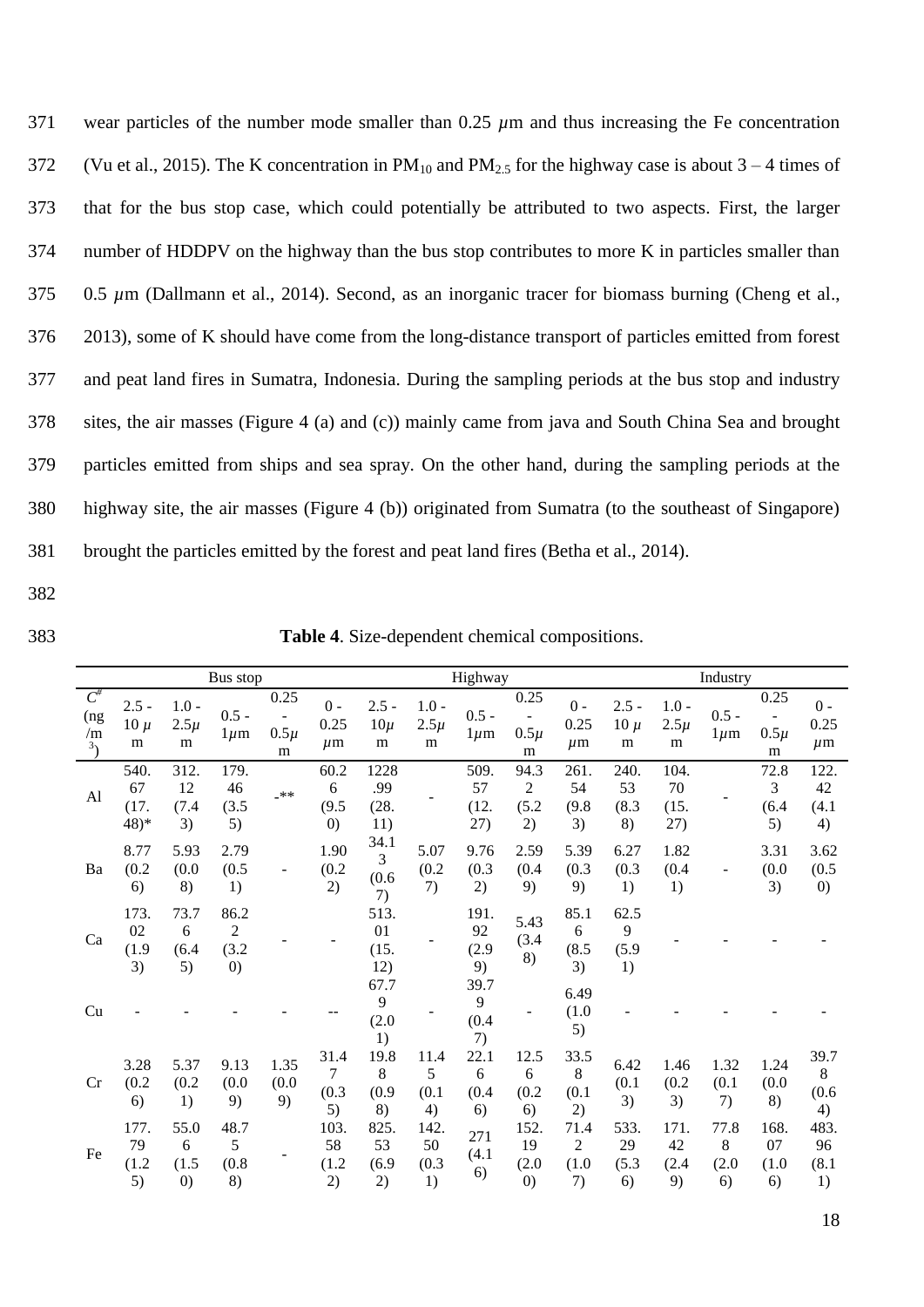wear particles of the number mode smaller than 0.25 $\mu$m and thus increasing the Fe concentration (Vu et al., 2015). The K concentration in $PM_{10}$ and $PM_{2.5}$ for the highway case is about 3 – 4 times of that for the bus stop case, which could potentially be attributed to two aspects. First, the larger number of HDDPV on the highway than the bus stop contributes to more K in particles smaller than 0.5 $\mu$m (Dallmann et al., 2014). Second, as an inorganic tracer for biomass burning (Cheng et al., 2013), some of K should have come from the long-distance transport of particles emitted from forest and peat land fires in Sumatra, Indonesia. During the sampling periods at the bus stop and industry sites, the air masses (Figure 4 (a) and (c)) mainly came from java and South China Sea and brought particles emitted from ships and sea spray. On the other hand, during the sampling periods at the highway site, the air masses (Figure 4 (b)) originated from Sumatra (to the southeast of Singapore) brought the particles emitted by the forest and peat land fires (Betha et al., 2014).

**Table 4**. Size-dependent chemical compositions.

| | Bus stop | | | | | Highway | | | | | Industry | | | | |
|---|---|---|---|---|---|---|---|---|---|---|---|---|---|---|---|
| $C^{\#}$ (ng/m$^3$) | 2.5 - 10 $\mu$m | 1.0 - 2.5$\mu$m | 0.5 - 1$\mu$m | 0.25 - 0.5$\mu$m | 0 - 0.25 $\mu$m | 2.5 - 10$\mu$m | 1.0 - 2.5$\mu$m | 0.5 - 1$\mu$m | 0.25 - 0.5$\mu$m | 0 - 0.25 $\mu$m | 2.5 - 10 $\mu$m | 1.0 - 2.5$\mu$m | 0.5 - 1$\mu$m | 0.25 - 0.5$\mu$m | 0 - 0.25 $\mu$m |
| Al | 540.67 (17.48)* | 312.12 (7.43) | 179.46 (3.55) | -** | 60.26 (9.50) | 1228.99 (28.11) | - | 509.57 (12.27) | 94.32 (5.22) | 261.54 (9.83) | 240.53 (8.38) | 104.70 (15.27) | - | 72.83 (6.45) | 122.42 (4.14) |
| Ba | 8.77 (0.26) | 5.93 (0.08) | 2.79 (0.51) | - | 1.90 (0.22) | 34.13 (0.67) | 5.07 (0.27) | 9.76 (0.32) | 2.59 (0.49) | 5.39 (0.39) | 6.27 (0.31) | 1.82 (0.41) | - | 3.31 (0.03) | 3.62 (0.50) |
| Ca | 173.02 (1.93) | 73.76 (6.45) | 86.22 (3.20) | - | - | 513.01 (15.12) | - | 191.92 (2.99) | 5.43 (3.48) | 85.16 (8.53) | 62.59 (5.91) | - | - | - | - |
| Cu | - | - | - | - | -- | 67.79 (2.01) | - | 39.79 (0.47) | - | 6.49 (1.05) | - | - | - | - | - |
| Cr | 3.28 (0.26) | 5.37 (0.21) | 9.13 (0.09) | 1.35 (0.09) | 31.47 (0.35) | 19.88 (0.98) | 11.45 (0.14) | 22.16 (0.46) | 12.56 (0.26) | 33.58 (0.12) | 6.42 (0.13) | 1.46 (0.23) | 1.32 (0.17) | 1.24 (0.08) | 39.78 (0.64) |
| Fe | 177.79 (1.25) | 55.06 (1.50) | 48.75 (0.88) | - | 103.58 (1.22) | 825.53 (6.92) | 142.50 (0.31) | 271 (4.16) | 152.19 (2.00) | 71.42 (1.07) | 533.29 (5.36) | 171.42 (2.49) | 77.88 (2.06) | 168.07 (1.06) | 483.96 (8.11) |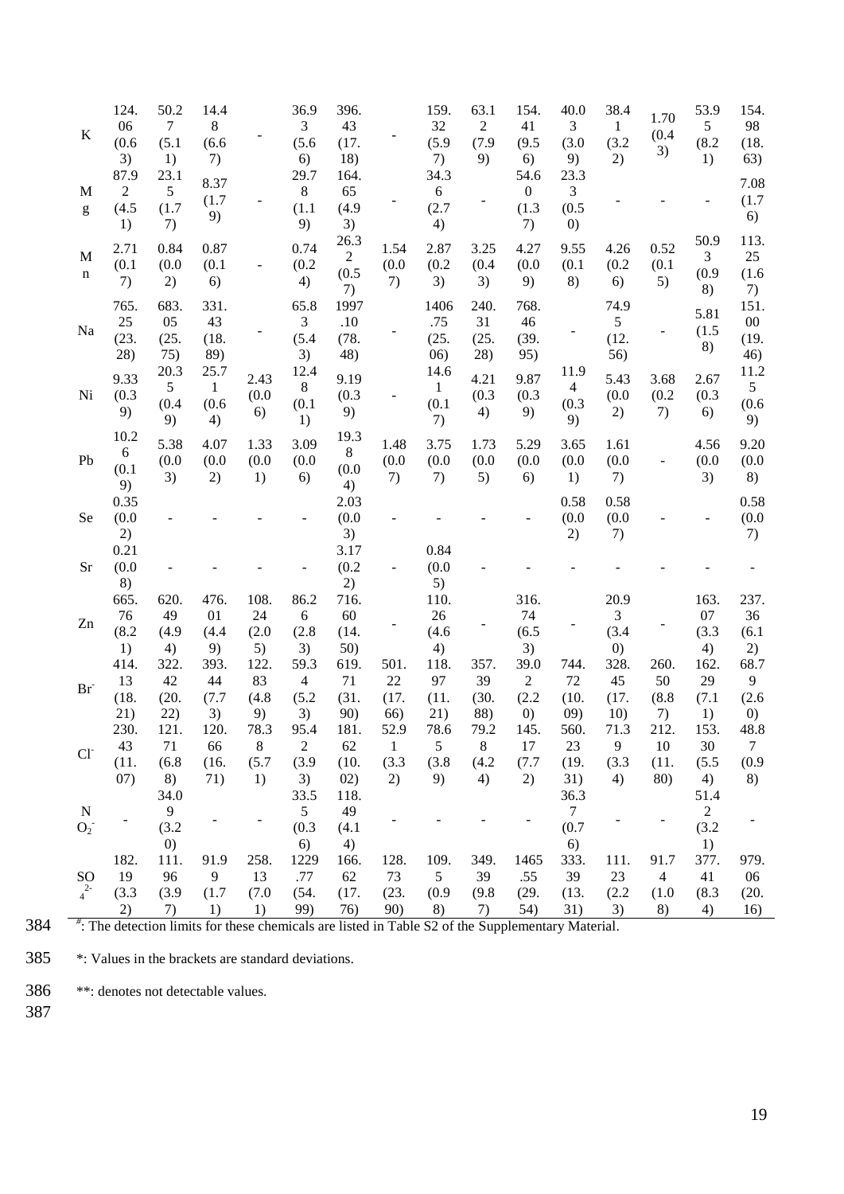| | | | | | | | | | | | | | | | |
|---|---|---|---|---|---|---|---|---|---|---|---|---|---|---|---|
| K | 124.06 (0.63) | 50.27 (5.11) | 14.48 (6.67) | - | 36.93 (5.66) | 396.43 (17.18) | - | 159.32 (5.97) | 63.12 (7.99) | 154.41 (9.56) | 40.03 (3.09) | 38.41 (3.22) | 1.70 (0.43) | 53.95 (8.21) | 154.98 (18.63) |
| Mg | 87.92 (4.51) | 23.15 (1.77) | 8.37 (1.79) | - | 29.78 (1.19) | 164.65 (4.93) | - | 34.36 (2.74) | - | 54.60 (1.37) | 23.33 (0.50) | - | - | - | 7.08 (1.76) |
| Mn | 2.71 (0.17) | 0.84 (0.02) | 0.87 (0.16) | - | 0.74 (0.24) | 26.32 (0.57) | 1.54 (0.07) | 2.87 (0.23) | 3.25 (0.43) | 4.27 (0.09) | 9.55 (0.18) | 4.26 (0.26) | 0.52 (0.15) | 50.93 (0.98) | 113.25 (1.67) |
| Na | 765.25 (23.28) | 683.05 (25.75) | 331.43 (18.89) | - | 65.83 (5.43) | 1997.10 (78.48) | - | 1406.75 (25.06) | 240.31 (25.28) | 768.46 (39.95) | - | 74.95 (12.56) | - | 5.81 (1.58) | 151.00 (19.46) |
| Ni | 9.33 (0.39) | 20.35 (0.49) | 25.71 (0.64) | 2.43 (0.06) | 12.48 (0.11) | 9.19 (0.39) | - | 14.61 (0.17) | 4.21 (0.34) | 9.87 (0.39) | 11.94 (0.39) | 5.43 (0.02) | 3.68 (0.27) | 2.67 (0.36) | 11.25 (0.69) |
| Pb | 10.26 (0.19) | 5.38 (0.03) | 4.07 (0.02) | 1.33 (0.01) | 3.09 (0.06) | 19.38 (0.04) | 1.48 (0.07) | 3.75 (0.07) | 1.73 (0.05) | 5.29 (0.06) | 3.65 (0.01) | 1.61 (0.07) | - | 4.56 (0.03) | 9.20 (0.08) |
| Se | 0.35 (0.02) | - | - | - | - | 2.03 (0.03) | - | - | - | - | 0.58 (0.02) | 0.58 (0.07) | - | - | 0.58 (0.07) |
| Sr | 0.21 (0.08) | - | - | - | - | 3.17 (0.22) | - | 0.84 (0.05) | - | - | - | - | - | - | - |
| Zn | 665.76 (8.21) | 620.49 (4.94) | 476.01 (4.49) | 108.24 (2.05) | 86.26 (2.83) | 716.60 (14.50) | - | 110.26 (4.64) | - | 316.74 (6.53) | - | 20.93 (3.40) | - | 163.07 (3.34) | 237.36 (6.12) |
| $Br^-$ | 414.13 (18.21) | 322.42 (20.22) | 393.44 (7.73) | 122.83 (4.89) | 59.34 (5.23) | 619.71 (31.90) | 501.22 (17.66) | 118.97 (11.21) | 357.39 (30.88) | 39.02 (2.20) | 744.72 (10.09) | 328.45 (17.10) | 260.50 (8.87) | 162.29 (7.11) | 68.79 (2.60) |
| $Cl^-$ | 230.43 (11.07) | 121.71 (6.88) | 120.66 (16.71) | 78.38 (5.71) | 95.42 (3.93) | 181.62 (10.02) | 52.91 (3.32) | 78.65 (3.89) | 79.28 (4.24) | 145.17 (7.72) | 560.23 (19.31) | 71.39 (3.34) | 212.10 (11.80) | 153.30 (5.54) | 48.87 (0.98) |
| $NO_2^-$ | - | 34.09 (3.20) | - | - | 33.55 (0.36) | 118.49 (4.14) | - | - | - | - | 36.37 (0.76) | - | - | 51.42 (3.21) | - |
| $SO_4^{2-}$ | 182.19 (3.32) | 111.96 (3.97) | 91.99 (1.71) | 258.13 (7.01) | 1229.77 (54.99) | 166.62 (17.76) | 128.73 (23.90) | 109.5 (0.98) | 349.39 (9.87) | 1465.55 (29.54) | 333.39 (13.31) | 111.23 (2.23) | 91.74 (1.08) | 377.41 (8.34) | 979.06 (20.16) |

#: The detection limits for these chemicals are listed in Table S2 of the Supplementary Material.

*: Values in the brackets are standard deviations.

**: denotes not detectable values.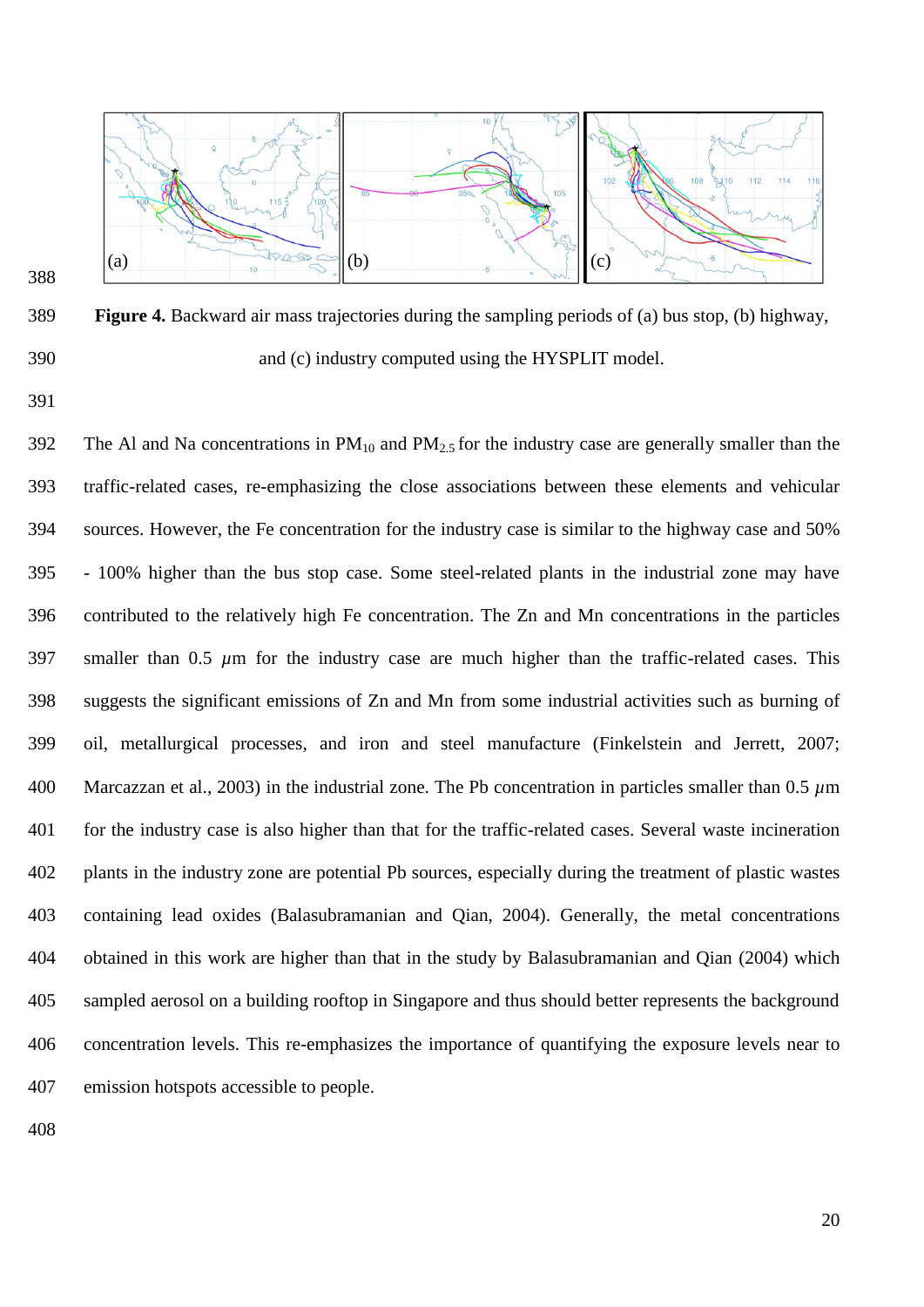**Figure 4.** Backward air mass trajectories during the sampling periods of (a) bus stop, (b) highway, and (c) industry computed using the HYSPLIT model.

The Al and Na concentrations in $PM_{10}$ and $PM_{2.5}$ for the industry case are generally smaller than the traffic-related cases, re-emphasizing the close associations between these elements and vehicular sources. However, the Fe concentration for the industry case is similar to the highway case and 50% - 100% higher than the bus stop case. Some steel-related plants in the industrial zone may have contributed to the relatively high Fe concentration. The Zn and Mn concentrations in the particles smaller than 0.5 $\mu$m for the industry case are much higher than the traffic-related cases. This suggests the significant emissions of Zn and Mn from some industrial activities such as burning of oil, metallurgical processes, and iron and steel manufacture (Finkelstein and Jerrett, 2007; Marcazzan et al., 2003) in the industrial zone. The Pb concentration in particles smaller than 0.5 $\mu$m for the industry case is also higher than that for the traffic-related cases. Several waste incineration plants in the industry zone are potential Pb sources, especially during the treatment of plastic wastes containing lead oxides (Balasubramanian and Qian, 2004). Generally, the metal concentrations obtained in this work are higher than that in the study by Balasubramanian and Qian (2004) which sampled aerosol on a building rooftop in Singapore and thus should better represents the background concentration levels. This re-emphasizes the importance of quantifying the exposure levels near to emission hotspots accessible to people.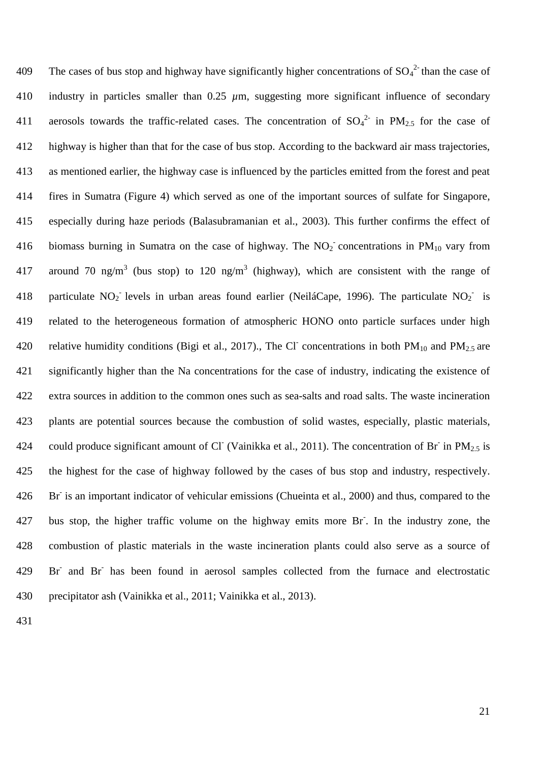The cases of bus stop and highway have significantly higher concentrations of $SO_4^{2-}$ than the case of industry in particles smaller than 0.25 $\mu$m, suggesting more significant influence of secondary aerosols towards the traffic-related cases. The concentration of $SO_4^{2-}$ in $PM_{2.5}$ for the case of highway is higher than that for the case of bus stop. According to the backward air mass trajectories, as mentioned earlier, the highway case is influenced by the particles emitted from the forest and peat fires in Sumatra (Figure 4) which served as one of the important sources of sulfate for Singapore, especially during haze periods (Balasubramanian et al., 2003). This further confirms the effect of biomass burning in Sumatra on the case of highway. The $NO_2^-$ concentrations in $PM_{10}$ vary from around 70 ng/m$^3$ (bus stop) to 120 ng/m$^3$ (highway), which are consistent with the range of particulate $NO_2^-$ levels in urban areas found earlier (NeiláCape, 1996). The particulate $NO_2^-$ is related to the heterogeneous formation of atmospheric HONO onto particle surfaces under high relative humidity conditions (Bigi et al., 2017)., The $Cl^-$ concentrations in both $PM_{10}$ and $PM_{2.5}$ are significantly higher than the Na concentrations for the case of industry, indicating the existence of extra sources in addition to the common ones such as sea-salts and road salts. The waste incineration plants are potential sources because the combustion of solid wastes, especially, plastic materials, could produce significant amount of $Cl^-$ (Vainikka et al., 2011). The concentration of $Br^-$ in $PM_{2.5}$ is the highest for the case of highway followed by the cases of bus stop and industry, respectively. $Br^-$ is an important indicator of vehicular emissions (Chueinta et al., 2000) and thus, compared to the bus stop, the higher traffic volume on the highway emits more $Br^-$. In the industry zone, the combustion of plastic materials in the waste incineration plants could also serve as a source of $Br^-$ and $Br^-$ has been found in aerosol samples collected from the furnace and electrostatic precipitator ash (Vainikka et al., 2011; Vainikka et al., 2013).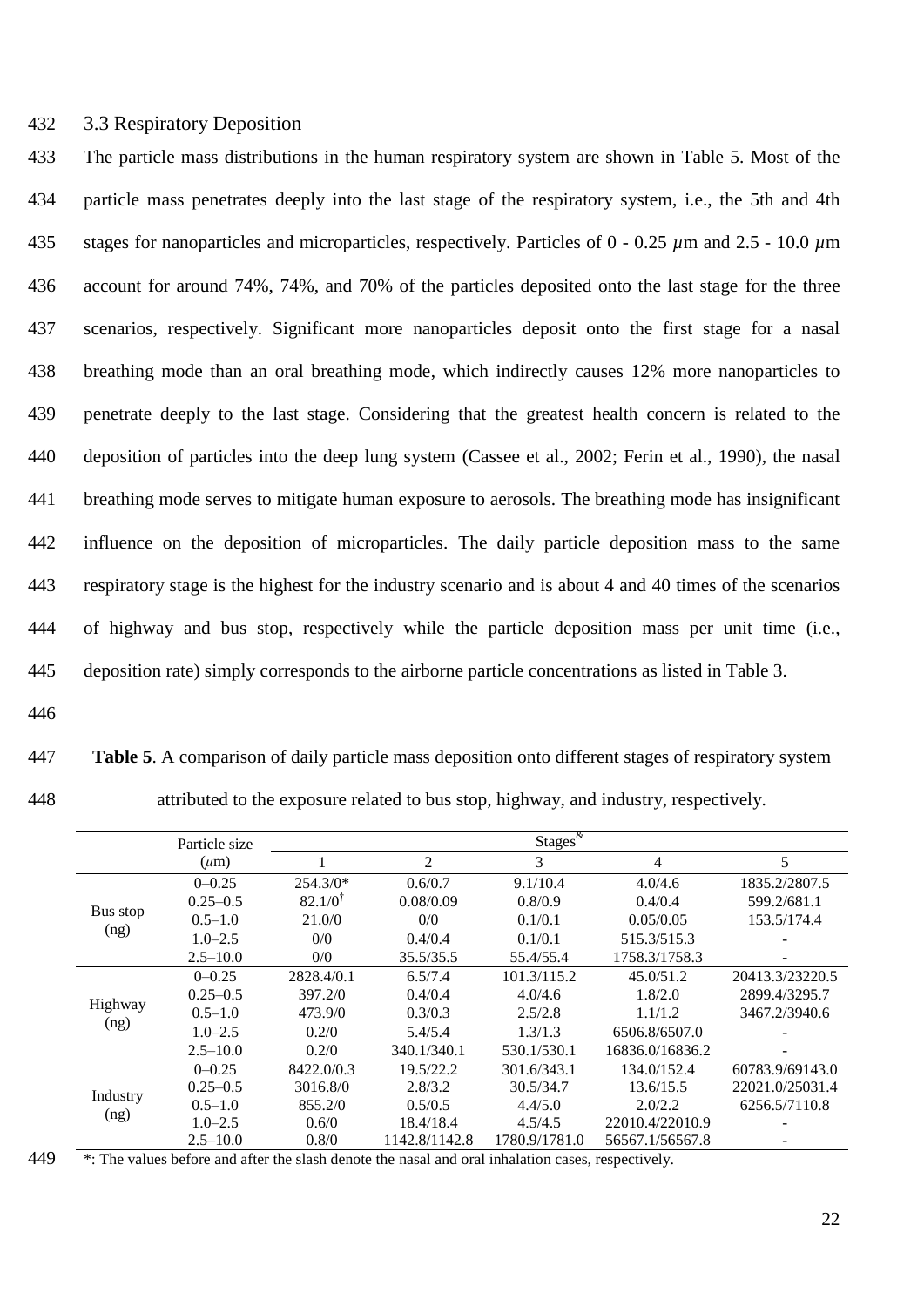### 3.3 Respiratory Deposition

The particle mass distributions in the human respiratory system are shown in Table 5. Most of the particle mass penetrates deeply into the last stage of the respiratory system, i.e., the 5th and 4th stages for nanoparticles and microparticles, respectively. Particles of 0 - 0.25 $\mu$m and 2.5 - 10.0 $\mu$m account for around 74%, 74%, and 70% of the particles deposited onto the last stage for the three scenarios, respectively. Significant more nanoparticles deposit onto the first stage for a nasal breathing mode than an oral breathing mode, which indirectly causes 12% more nanoparticles to penetrate deeply to the last stage. Considering that the greatest health concern is related to the deposition of particles into the deep lung system (Cassee et al., 2002; Ferin et al., 1990), the nasal breathing mode serves to mitigate human exposure to aerosols. The breathing mode has insignificant influence on the deposition of microparticles. The daily particle deposition mass to the same respiratory stage is the highest for the industry scenario and is about 4 and 40 times of the scenarios of highway and bus stop, respectively while the particle deposition mass per unit time (i.e., deposition rate) simply corresponds to the airborne particle concentrations as listed in Table 3.

**Table 5**. A comparison of daily particle mass deposition onto different stages of respiratory system attributed to the exposure related to bus stop, highway, and industry, respectively.

| | Particle size ($\mu$m) | Stages[&] | | | | |
|---|---|---|---|---|---|---|
| | | 1 | 2 | 3 | 4 | 5 |
| Bus stop (ng) | 0–0.25 | 254.3/0* | 0.6/0.7 | 9.1/10.4 | 4.0/4.6 | 1835.2/2807.5 |
| | 0.25–0.5 | 82.1/0[†] | 0.08/0.09 | 0.8/0.9 | 0.4/0.4 | 599.2/681.1 |
| | 0.5–1.0 | 21.0/0 | 0/0 | 0.1/0.1 | 0.05/0.05 | 153.5/174.4 |
| | 1.0–2.5 | 0/0 | 0.4/0.4 | 0.1/0.1 | 515.3/515.3 | - |
| | 2.5–10.0 | 0/0 | 35.5/35.5 | 55.4/55.4 | 1758.3/1758.3 | - |
| Highway (ng) | 0–0.25 | 2828.4/0.1 | 6.5/7.4 | 101.3/115.2 | 45.0/51.2 | 20413.3/23220.5 |
| | 0.25–0.5 | 397.2/0 | 0.4/0.4 | 4.0/4.6 | 1.8/2.0 | 2899.4/3295.7 |
| | 0.5–1.0 | 473.9/0 | 0.3/0.3 | 2.5/2.8 | 1.1/1.2 | 3467.2/3940.6 |
| | 1.0–2.5 | 0.2/0 | 5.4/5.4 | 1.3/1.3 | 6506.8/6507.0 | - |
| | 2.5–10.0 | 0.2/0 | 340.1/340.1 | 530.1/530.1 | 16836.0/16836.2 | - |
| Industry (ng) | 0–0.25 | 8422.0/0.3 | 19.5/22.2 | 301.6/343.1 | 134.0/152.4 | 60783.9/69143.0 |
| | 0.25–0.5 | 3016.8/0 | 2.8/3.2 | 30.5/34.7 | 13.6/15.5 | 22021.0/25031.4 |
| | 0.5–1.0 | 855.2/0 | 0.5/0.5 | 4.4/5.0 | 2.0/2.2 | 6256.5/7110.8 |
| | 1.0–2.5 | 0.6/0 | 18.4/18.4 | 4.5/4.5 | 22010.4/22010.9 | - |
| | 2.5–10.0 | 0.8/0 | 1142.8/1142.8 | 1780.9/1781.0 | 56567.1/56567.8 | - |

*: The values before and after the slash denote the nasal and oral inhalation cases, respectively.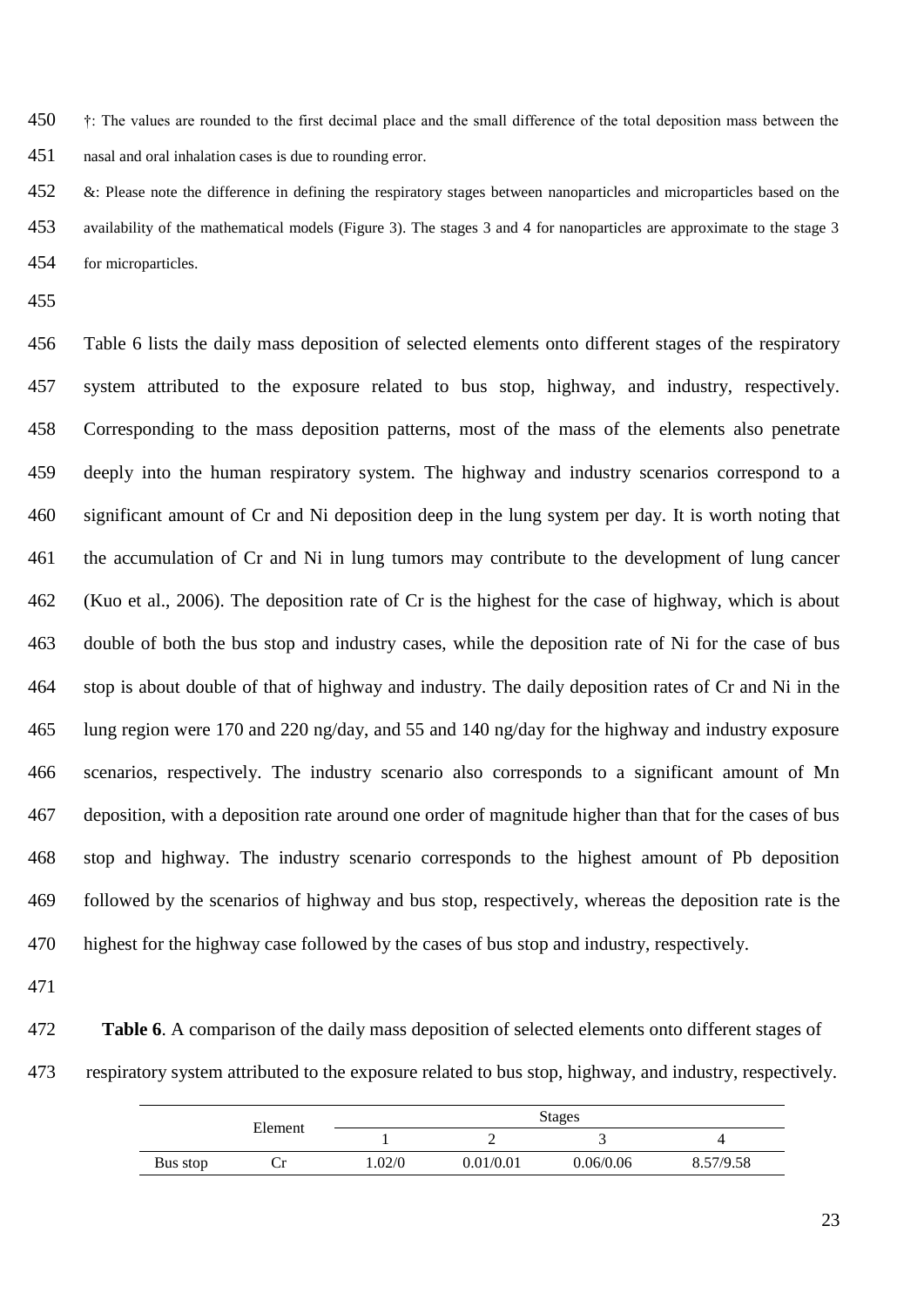†: The values are rounded to the first decimal place and the small difference of the total deposition mass between the nasal and oral inhalation cases is due to rounding error.

&: Please note the difference in defining the respiratory stages between nanoparticles and microparticles based on the availability of the mathematical models (Figure 3). The stages 3 and 4 for nanoparticles are approximate to the stage 3 for microparticles.

Table 6 lists the daily mass deposition of selected elements onto different stages of the respiratory system attributed to the exposure related to bus stop, highway, and industry, respectively. Corresponding to the mass deposition patterns, most of the mass of the elements also penetrate deeply into the human respiratory system. The highway and industry scenarios correspond to a significant amount of Cr and Ni deposition deep in the lung system per day. It is worth noting that the accumulation of Cr and Ni in lung tumors may contribute to the development of lung cancer (Kuo et al., 2006). The deposition rate of Cr is the highest for the case of highway, which is about double of both the bus stop and industry cases, while the deposition rate of Ni for the case of bus stop is about double of that of highway and industry. The daily deposition rates of Cr and Ni in the lung region were 170 and 220 ng/day, and 55 and 140 ng/day for the highway and industry exposure scenarios, respectively. The industry scenario also corresponds to a significant amount of Mn deposition, with a deposition rate around one order of magnitude higher than that for the cases of bus stop and highway. The industry scenario corresponds to the highest amount of Pb deposition followed by the scenarios of highway and bus stop, respectively, whereas the deposition rate is the highest for the highway case followed by the cases of bus stop and industry, respectively.

**Table 6**. A comparison of the daily mass deposition of selected elements onto different stages of respiratory system attributed to the exposure related to bus stop, highway, and industry, respectively.

| | Element | Stages | | | |
|---|---|---|---|---|---|
| | | 1 | 2 | 3 | 4 |
| Bus stop | Cr | 1.02/0 | 0.01/0.01 | 0.06/0.06 | 8.57/9.58 |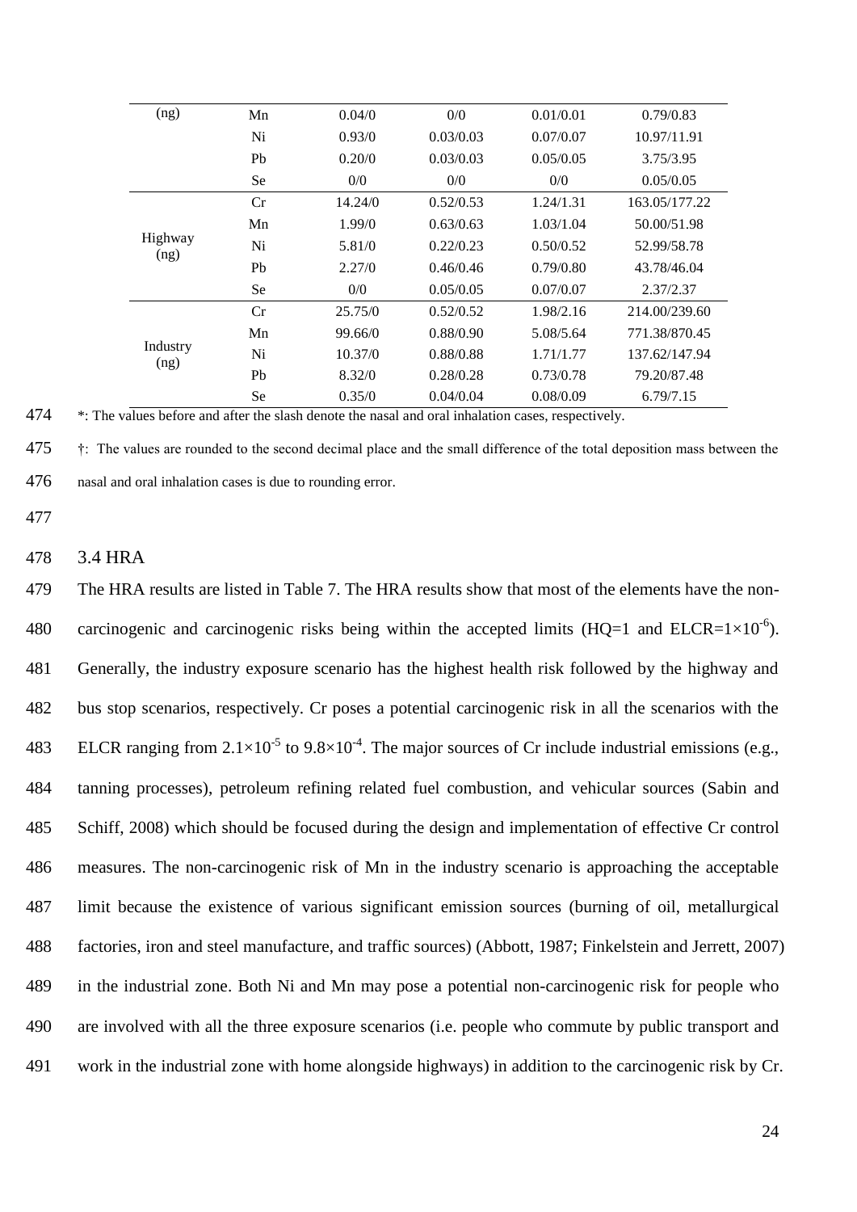| (ng) | Mn | 0.04/0 | 0/0 | 0.01/0.01 | 0.79/0.83 |
|---|---|---|---|---|---|
| | Ni | 0.93/0 | 0.03/0.03 | 0.07/0.07 | 10.97/11.91 |
| | Pb | 0.20/0 | 0.03/0.03 | 0.05/0.05 | 3.75/3.95 |
| | Se | 0/0 | 0/0 | 0/0 | 0.05/0.05 |
| Highway (ng) | Cr | 14.24/0 | 0.52/0.53 | 1.24/1.31 | 163.05/177.22 |
| | Mn | 1.99/0 | 0.63/0.63 | 1.03/1.04 | 50.00/51.98 |
| | Ni | 5.81/0 | 0.22/0.23 | 0.50/0.52 | 52.99/58.78 |
| | Pb | 2.27/0 | 0.46/0.46 | 0.79/0.80 | 43.78/46.04 |
| | Se | 0/0 | 0.05/0.05 | 0.07/0.07 | 2.37/2.37 |
| Industry (ng) | Cr | 25.75/0 | 0.52/0.52 | 1.98/2.16 | 214.00/239.60 |
| | Mn | 99.66/0 | 0.88/0.90 | 5.08/5.64 | 771.38/870.45 |
| | Ni | 10.37/0 | 0.88/0.88 | 1.71/1.77 | 137.62/147.94 |
| | Pb | 8.32/0 | 0.28/0.28 | 0.73/0.78 | 79.20/87.48 |
| | Se | 0.35/0 | 0.04/0.04 | 0.08/0.09 | 6.79/7.15 |

*: The values before and after the slash denote the nasal and oral inhalation cases, respectively.

†: The values are rounded to the second decimal place and the small difference of the total deposition mass between the nasal and oral inhalation cases is due to rounding error.

### 3.4 HRA

The HRA results are listed in Table 7. The HRA results show that most of the elements have the non-carcinogenic and carcinogenic risks being within the accepted limits (HQ=1 and ELCR=$1\times10^{-6}$). Generally, the industry exposure scenario has the highest health risk followed by the highway and bus stop scenarios, respectively. Cr poses a potential carcinogenic risk in all the scenarios with the ELCR ranging from $2.1\times10^{-5}$ to $9.8\times10^{-4}$. The major sources of Cr include industrial emissions (e.g., tanning processes), petroleum refining related fuel combustion, and vehicular sources (Sabin and Schiff, 2008) which should be focused during the design and implementation of effective Cr control measures. The non-carcinogenic risk of Mn in the industry scenario is approaching the acceptable limit because the existence of various significant emission sources (burning of oil, metallurgical factories, iron and steel manufacture, and traffic sources) (Abbott, 1987; Finkelstein and Jerrett, 2007) in the industrial zone. Both Ni and Mn may pose a potential non-carcinogenic risk for people who are involved with all the three exposure scenarios (i.e. people who commute by public transport and work in the industrial zone with home alongside highways) in addition to the carcinogenic risk by Cr.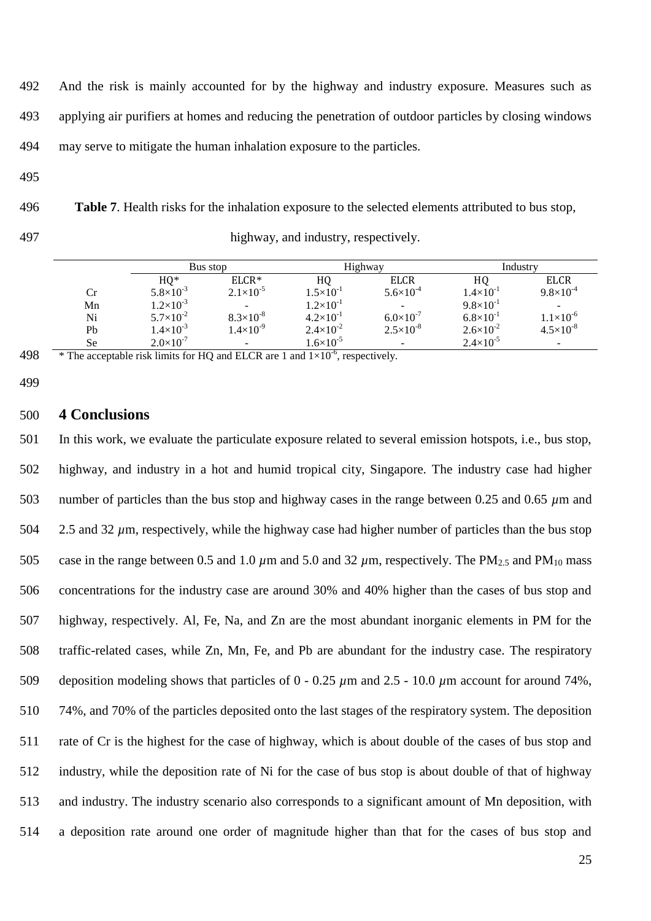And the risk is mainly accounted for by the highway and industry exposure. Measures such as applying air purifiers at homes and reducing the penetration of outdoor particles by closing windows may serve to mitigate the human inhalation exposure to the particles.

**Table 7**. Health risks for the inhalation exposure to the selected elements attributed to bus stop, highway, and industry, respectively.

| | Bus stop | | Highway | | Industry | |
|---|---|---|---|---|---|---|
| | HQ* | ELCR* | HQ | ELCR | HQ | ELCR |
| Cr | $5.8\times10^{-3}$ | $2.1\times10^{-5}$ | $1.5\times10^{-1}$ | $5.6\times10^{-4}$ | $1.4\times10^{-1}$ | $9.8\times10^{-4}$ |
| Mn | $1.2\times10^{-3}$ | - | $1.2\times10^{-1}$ | - | $9.8\times10^{-1}$ | - |
| Ni | $5.7\times10^{-2}$ | $8.3\times10^{-8}$ | $4.2\times10^{-1}$ | $6.0\times10^{-7}$ | $6.8\times10^{-1}$ | $1.1\times10^{-6}$ |
| Pb | $1.4\times10^{-3}$ | $1.4\times10^{-9}$ | $2.4\times10^{-2}$ | $2.5\times10^{-8}$ | $2.6\times10^{-2}$ | $4.5\times10^{-8}$ |
| Se | $2.0\times10^{-7}$ | - | $1.6\times10^{-5}$ | - | $2.4\times10^{-5}$ | - |

\* The acceptable risk limits for HQ and ELCR are 1 and $1\times10^{-6}$, respectively.

## 4 Conclusions

In this work, we evaluate the particulate exposure related to several emission hotspots, i.e., bus stop, highway, and industry in a hot and humid tropical city, Singapore. The industry case had higher number of particles than the bus stop and highway cases in the range between 0.25 and 0.65 $\mu$m and 2.5 and 32 $\mu$m, respectively, while the highway case had higher number of particles than the bus stop case in the range between 0.5 and 1.0 $\mu$m and 5.0 and 32 $\mu$m, respectively. The $PM_{2.5}$ and $PM_{10}$ mass concentrations for the industry case are around 30% and 40% higher than the cases of bus stop and highway, respectively. Al, Fe, Na, and Zn are the most abundant inorganic elements in PM for the traffic-related cases, while Zn, Mn, Fe, and Pb are abundant for the industry case. The respiratory deposition modeling shows that particles of 0 - 0.25 $\mu$m and 2.5 - 10.0 $\mu$m account for around 74%, 74%, and 70% of the particles deposited onto the last stages of the respiratory system. The deposition rate of Cr is the highest for the case of highway, which is about double of the cases of bus stop and industry, while the deposition rate of Ni for the case of bus stop is about double of that of highway and industry. The industry scenario also corresponds to a significant amount of Mn deposition, with a deposition rate around one order of magnitude higher than that for the cases of bus stop and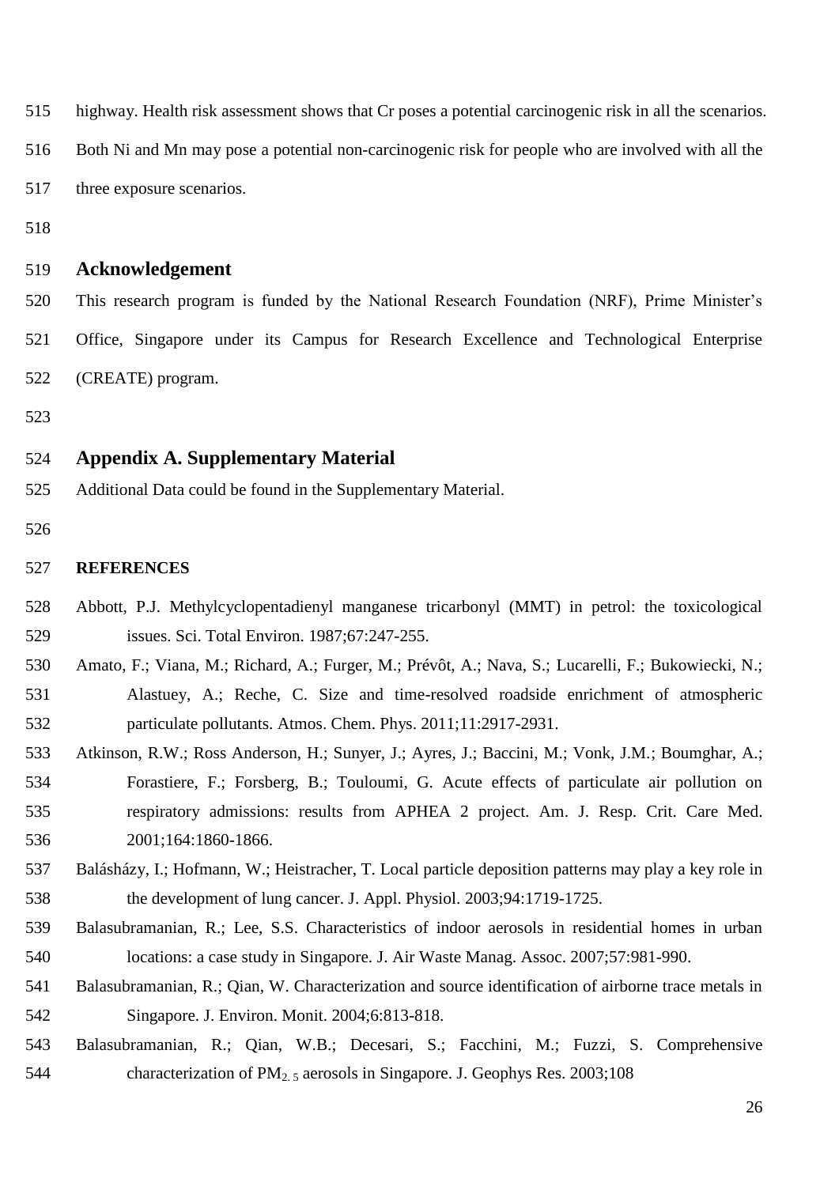highway. Health risk assessment shows that Cr poses a potential carcinogenic risk in all the scenarios. Both Ni and Mn may pose a potential non-carcinogenic risk for people who are involved with all the three exposure scenarios.

## Acknowledgement

This research program is funded by the National Research Foundation (NRF), Prime Minister's Office, Singapore under its Campus for Research Excellence and Technological Enterprise (CREATE) program.

## Appendix A. Supplementary Material

Additional Data could be found in the Supplementary Material.

**REFERENCES**

Abbott, P.J. Methylcyclopentadienyl manganese tricarbonyl (MMT) in petrol: the toxicological issues. Sci. Total Environ. 1987;67:247-255.

Amato, F.; Viana, M.; Richard, A.; Furger, M.; Prévôt, A.; Nava, S.; Lucarelli, F.; Bukowiecki, N.; Alastuey, A.; Reche, C. Size and time-resolved roadside enrichment of atmospheric particulate pollutants. Atmos. Chem. Phys. 2011;11:2917-2931.

Atkinson, R.W.; Ross Anderson, H.; Sunyer, J.; Ayres, J.; Baccini, M.; Vonk, J.M.; Boumghar, A.; Forastiere, F.; Forsberg, B.; Touloumi, G. Acute effects of particulate air pollution on respiratory admissions: results from APHEA 2 project. Am. J. Resp. Crit. Care Med. 2001;164:1860-1866.

Balásházy, I.; Hofmann, W.; Heistracher, T. Local particle deposition patterns may play a key role in the development of lung cancer. J. Appl. Physiol. 2003;94:1719-1725.

Balasubramanian, R.; Lee, S.S. Characteristics of indoor aerosols in residential homes in urban locations: a case study in Singapore. J. Air Waste Manag. Assoc. 2007;57:981-990.

Balasubramanian, R.; Qian, W. Characterization and source identification of airborne trace metals in Singapore. J. Environ. Monit. 2004;6:813-818.

Balasubramanian, R.; Qian, W.B.; Decesari, S.; Facchini, M.; Fuzzi, S. Comprehensive characterization of $PM_{2.5}$ aerosols in Singapore. J. Geophys Res. 2003;108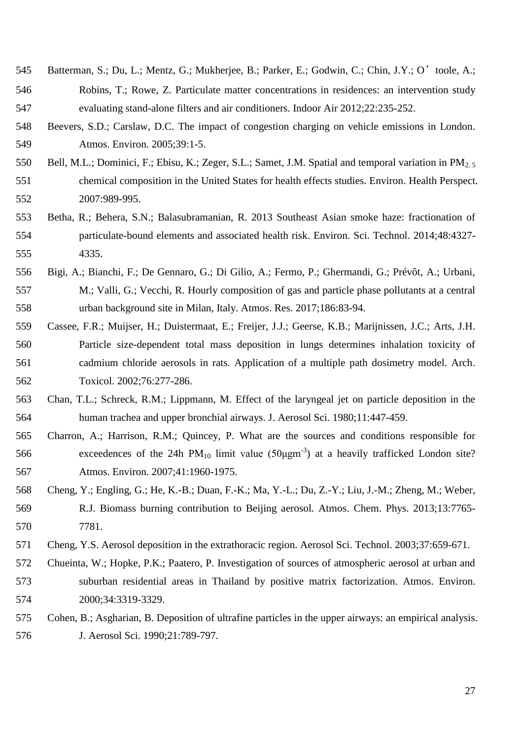Batterman, S.; Du, L.; Mentz, G.; Mukherjee, B.; Parker, E.; Godwin, C.; Chin, J.Y.; O'toole, A.; Robins, T.; Rowe, Z. Particulate matter concentrations in residences: an intervention study evaluating stand-alone filters and air conditioners. Indoor Air 2012;22:235-252.

Beevers, S.D.; Carslaw, D.C. The impact of congestion charging on vehicle emissions in London. Atmos. Environ. 2005;39:1-5.

Bell, M.L.; Dominici, F.; Ebisu, K.; Zeger, S.L.; Samet, J.M. Spatial and temporal variation in $PM_{2.5}$ chemical composition in the United States for health effects studies. Environ. Health Perspect. 2007:989-995.

Betha, R.; Behera, S.N.; Balasubramanian, R. 2013 Southeast Asian smoke haze: fractionation of particulate-bound elements and associated health risk. Environ. Sci. Technol. 2014;48:4327-4335.

Bigi, A.; Bianchi, F.; De Gennaro, G.; Di Gilio, A.; Fermo, P.; Ghermandi, G.; Prévôt, A.; Urbani, M.; Valli, G.; Vecchi, R. Hourly composition of gas and particle phase pollutants at a central urban background site in Milan, Italy. Atmos. Res. 2017;186:83-94.

Cassee, F.R.; Muijser, H.; Duistermaat, E.; Freijer, J.J.; Geerse, K.B.; Marijnissen, J.C.; Arts, J.H. Particle size-dependent total mass deposition in lungs determines inhalation toxicity of cadmium chloride aerosols in rats. Application of a multiple path dosimetry model. Arch. Toxicol. 2002;76:277-286.

Chan, T.L.; Schreck, R.M.; Lippmann, M. Effect of the laryngeal jet on particle deposition in the human trachea and upper bronchial airways. J. Aerosol Sci. 1980;11:447-459.

Charron, A.; Harrison, R.M.; Quincey, P. What are the sources and conditions responsible for exceedences of the 24h $PM_{10}$ limit value ($50 \mu g m^{-3}$) at a heavily trafficked London site? Atmos. Environ. 2007;41:1960-1975.

Cheng, Y.; Engling, G.; He, K.-B.; Duan, F.-K.; Ma, Y.-L.; Du, Z.-Y.; Liu, J.-M.; Zheng, M.; Weber, R.J. Biomass burning contribution to Beijing aerosol. Atmos. Chem. Phys. 2013;13:7765-7781.

Cheng, Y.S. Aerosol deposition in the extrathoracic region. Aerosol Sci. Technol. 2003;37:659-671.

Chueinta, W.; Hopke, P.K.; Paatero, P. Investigation of sources of atmospheric aerosol at urban and suburban residential areas in Thailand by positive matrix factorization. Atmos. Environ. 2000;34:3319-3329.

Cohen, B.; Asgharian, B. Deposition of ultrafine particles in the upper airways: an empirical analysis. J. Aerosol Sci. 1990;21:789-797.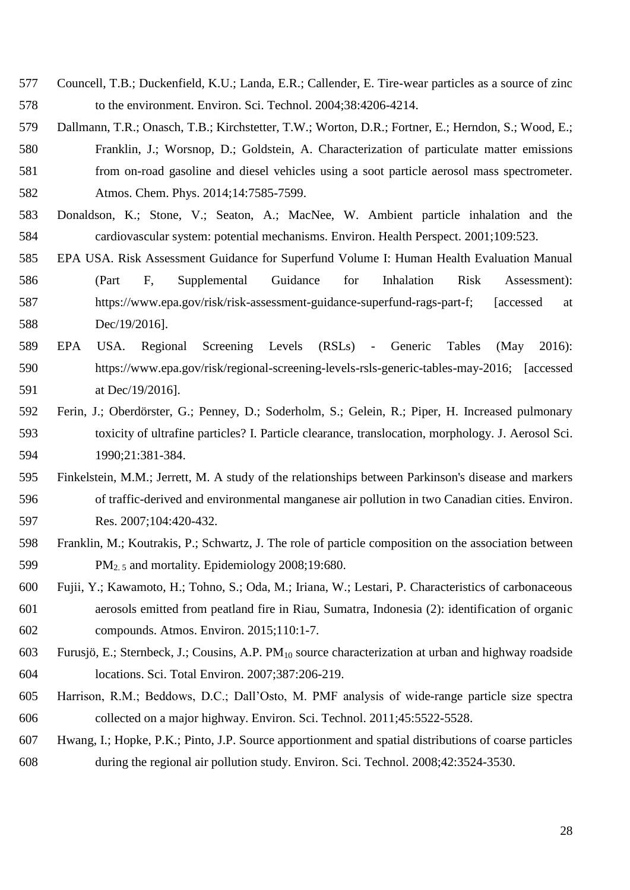Councell, T.B.; Duckenfield, K.U.; Landa, E.R.; Callender, E. Tire-wear particles as a source of zinc to the environment. Environ. Sci. Technol. 2004;38:4206-4214.

Dallmann, T.R.; Onasch, T.B.; Kirchstetter, T.W.; Worton, D.R.; Fortner, E.; Herndon, S.; Wood, E.; Franklin, J.; Worsnop, D.; Goldstein, A. Characterization of particulate matter emissions from on-road gasoline and diesel vehicles using a soot particle aerosol mass spectrometer. Atmos. Chem. Phys. 2014;14:7585-7599.

Donaldson, K.; Stone, V.; Seaton, A.; MacNee, W. Ambient particle inhalation and the cardiovascular system: potential mechanisms. Environ. Health Perspect. 2001;109:523.

EPA USA. Risk Assessment Guidance for Superfund Volume I: Human Health Evaluation Manual (Part F, Supplemental Guidance for Inhalation Risk Assessment): https://www.epa.gov/risk/risk-assessment-guidance-superfund-rags-part-f; [accessed at Dec/19/2016].

EPA USA. Regional Screening Levels (RSLs) - Generic Tables (May 2016): https://www.epa.gov/risk/regional-screening-levels-rsls-generic-tables-may-2016; [accessed at Dec/19/2016].

Ferin, J.; Oberdörster, G.; Penney, D.; Soderholm, S.; Gelein, R.; Piper, H. Increased pulmonary toxicity of ultrafine particles? I. Particle clearance, translocation, morphology. J. Aerosol Sci. 1990;21:381-384.

Finkelstein, M.M.; Jerrett, M. A study of the relationships between Parkinson's disease and markers of traffic-derived and environmental manganese air pollution in two Canadian cities. Environ. Res. 2007;104:420-432.

Franklin, M.; Koutrakis, P.; Schwartz, J. The role of particle composition on the association between $PM_{2.5}$ and mortality. Epidemiology 2008;19:680.

Fujii, Y.; Kawamoto, H.; Tohno, S.; Oda, M.; Iriana, W.; Lestari, P. Characteristics of carbonaceous aerosols emitted from peatland fire in Riau, Sumatra, Indonesia (2): identification of organic compounds. Atmos. Environ. 2015;110:1-7.

Furusjö, E.; Sternbeck, J.; Cousins, A.P. $PM_{10}$ source characterization at urban and highway roadside locations. Sci. Total Environ. 2007;387:206-219.

Harrison, R.M.; Beddows, D.C.; Dall'Osto, M. PMF analysis of wide-range particle size spectra collected on a major highway. Environ. Sci. Technol. 2011;45:5522-5528.

Hwang, I.; Hopke, P.K.; Pinto, J.P. Source apportionment and spatial distributions of coarse particles during the regional air pollution study. Environ. Sci. Technol. 2008;42:3524-3530.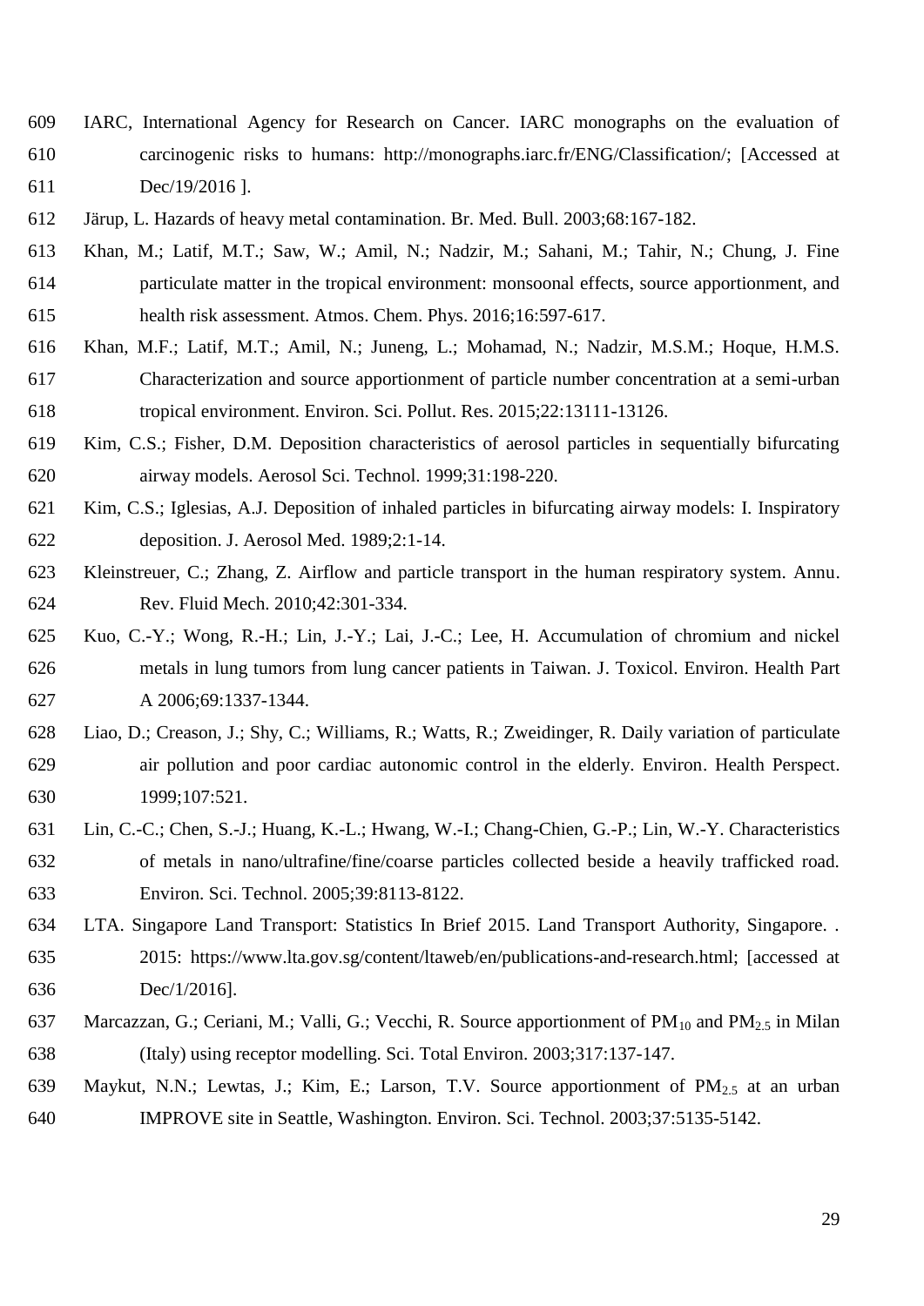IARC, International Agency for Research on Cancer. IARC monographs on the evaluation of carcinogenic risks to humans: http://monographs.iarc.fr/ENG/Classification/; [Accessed at Dec/19/2016 ].

Järup, L. Hazards of heavy metal contamination. Br. Med. Bull. 2003;68:167-182.

Khan, M.; Latif, M.T.; Saw, W.; Amil, N.; Nadzir, M.; Sahani, M.; Tahir, N.; Chung, J. Fine particulate matter in the tropical environment: monsoonal effects, source apportionment, and health risk assessment. Atmos. Chem. Phys. 2016;16:597-617.

Khan, M.F.; Latif, M.T.; Amil, N.; Juneng, L.; Mohamad, N.; Nadzir, M.S.M.; Hoque, H.M.S. Characterization and source apportionment of particle number concentration at a semi-urban tropical environment. Environ. Sci. Pollut. Res. 2015;22:13111-13126.

Kim, C.S.; Fisher, D.M. Deposition characteristics of aerosol particles in sequentially bifurcating airway models. Aerosol Sci. Technol. 1999;31:198-220.

Kim, C.S.; Iglesias, A.J. Deposition of inhaled particles in bifurcating airway models: I. Inspiratory deposition. J. Aerosol Med. 1989;2:1-14.

Kleinstreuer, C.; Zhang, Z. Airflow and particle transport in the human respiratory system. Annu. Rev. Fluid Mech. 2010;42:301-334.

Kuo, C.-Y.; Wong, R.-H.; Lin, J.-Y.; Lai, J.-C.; Lee, H. Accumulation of chromium and nickel metals in lung tumors from lung cancer patients in Taiwan. J. Toxicol. Environ. Health Part A 2006;69:1337-1344.

Liao, D.; Creason, J.; Shy, C.; Williams, R.; Watts, R.; Zweidinger, R. Daily variation of particulate air pollution and poor cardiac autonomic control in the elderly. Environ. Health Perspect. 1999;107:521.

Lin, C.-C.; Chen, S.-J.; Huang, K.-L.; Hwang, W.-I.; Chang-Chien, G.-P.; Lin, W.-Y. Characteristics of metals in nano/ultrafine/fine/coarse particles collected beside a heavily trafficked road. Environ. Sci. Technol. 2005;39:8113-8122.

LTA. Singapore Land Transport: Statistics In Brief 2015. Land Transport Authority, Singapore. . 2015: https://www.lta.gov.sg/content/ltaweb/en/publications-and-research.html; [accessed at Dec/1/2016].

Marcazzan, G.; Ceriani, M.; Valli, G.; Vecchi, R. Source apportionment of $PM_{10}$ and $PM_{2.5}$ in Milan (Italy) using receptor modelling. Sci. Total Environ. 2003;317:137-147.

Maykut, N.N.; Lewtas, J.; Kim, E.; Larson, T.V. Source apportionment of $PM_{2.5}$ at an urban IMPROVE site in Seattle, Washington. Environ. Sci. Technol. 2003;37:5135-5142.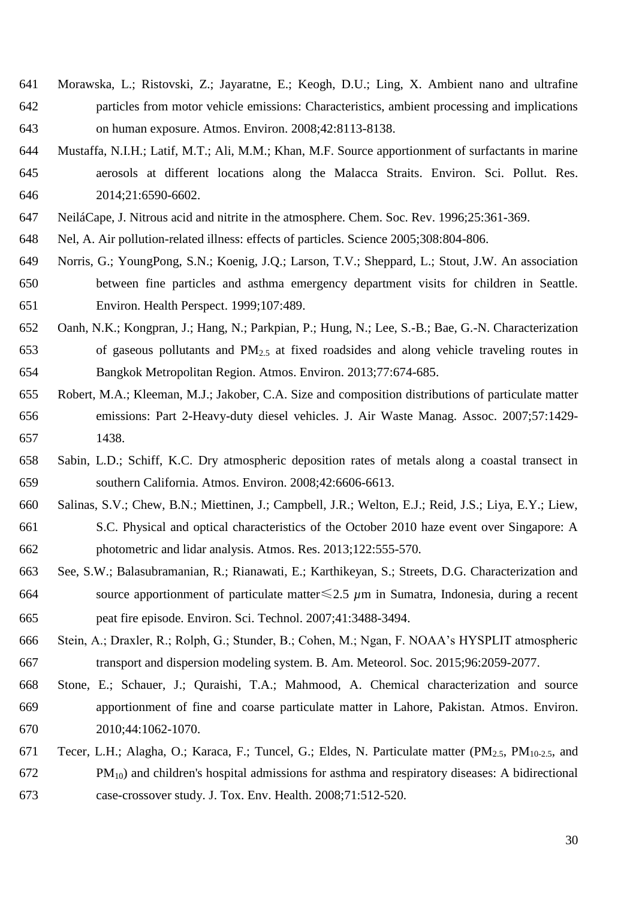Morawska, L.; Ristovski, Z.; Jayaratne, E.; Keogh, D.U.; Ling, X. Ambient nano and ultrafine particles from motor vehicle emissions: Characteristics, ambient processing and implications on human exposure. Atmos. Environ. 2008;42:8113-8138.

Mustaffa, N.I.H.; Latif, M.T.; Ali, M.M.; Khan, M.F. Source apportionment of surfactants in marine aerosols at different locations along the Malacca Straits. Environ. Sci. Pollut. Res. 2014;21:6590-6602.

NeiláCape, J. Nitrous acid and nitrite in the atmosphere. Chem. Soc. Rev. 1996;25:361-369.

Nel, A. Air pollution-related illness: effects of particles. Science 2005;308:804-806.

Norris, G.; YoungPong, S.N.; Koenig, J.Q.; Larson, T.V.; Sheppard, L.; Stout, J.W. An association between fine particles and asthma emergency department visits for children in Seattle. Environ. Health Perspect. 1999;107:489.

Oanh, N.K.; Kongpran, J.; Hang, N.; Parkpian, P.; Hung, N.; Lee, S.-B.; Bae, G.-N. Characterization of gaseous pollutants and $PM_{2.5}$ at fixed roadsides and along vehicle traveling routes in Bangkok Metropolitan Region. Atmos. Environ. 2013;77:674-685.

Robert, M.A.; Kleeman, M.J.; Jakober, C.A. Size and composition distributions of particulate matter emissions: Part 2-Heavy-duty diesel vehicles. J. Air Waste Manag. Assoc. 2007;57:1429-1438.

Sabin, L.D.; Schiff, K.C. Dry atmospheric deposition rates of metals along a coastal transect in southern California. Atmos. Environ. 2008;42:6606-6613.

Salinas, S.V.; Chew, B.N.; Miettinen, J.; Campbell, J.R.; Welton, E.J.; Reid, J.S.; Liya, E.Y.; Liew, S.C. Physical and optical characteristics of the October 2010 haze event over Singapore: A photometric and lidar analysis. Atmos. Res. 2013;122:555-570.

See, S.W.; Balasubramanian, R.; Rianawati, E.; Karthikeyan, S.; Streets, D.G. Characterization and source apportionment of particulate matter $\leqslant 2.5$ $\mu$m in Sumatra, Indonesia, during a recent peat fire episode. Environ. Sci. Technol. 2007;41:3488-3494.

Stein, A.; Draxler, R.; Rolph, G.; Stunder, B.; Cohen, M.; Ngan, F. NOAA's HYSPLIT atmospheric transport and dispersion modeling system. B. Am. Meteorol. Soc. 2015;96:2059-2077.

Stone, E.; Schauer, J.; Quraishi, T.A.; Mahmood, A. Chemical characterization and source apportionment of fine and coarse particulate matter in Lahore, Pakistan. Atmos. Environ. 2010;44:1062-1070.

Tecer, L.H.; Alagha, O.; Karaca, F.; Tuncel, G.; Eldes, N. Particulate matter ($PM_{2.5}$, $PM_{10-2.5}$, and $PM_{10}$) and children's hospital admissions for asthma and respiratory diseases: A bidirectional case-crossover study. J. Tox. Env. Health. 2008;71:512-520.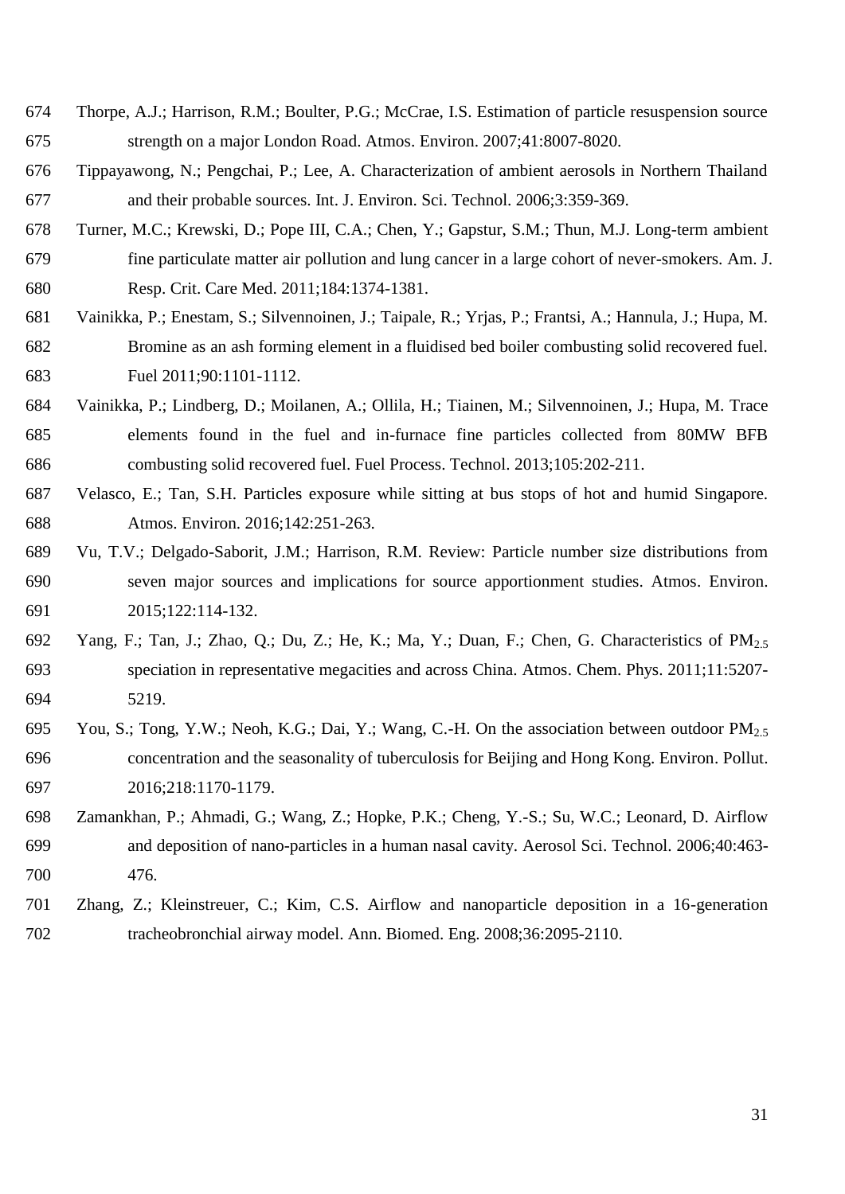Thorpe, A.J.; Harrison, R.M.; Boulter, P.G.; McCrae, I.S. Estimation of particle resuspension source strength on a major London Road. Atmos. Environ. 2007;41:8007-8020.

Tippayawong, N.; Pengchai, P.; Lee, A. Characterization of ambient aerosols in Northern Thailand and their probable sources. Int. J. Environ. Sci. Technol. 2006;3:359-369.

Turner, M.C.; Krewski, D.; Pope III, C.A.; Chen, Y.; Gapstur, S.M.; Thun, M.J. Long-term ambient fine particulate matter air pollution and lung cancer in a large cohort of never-smokers. Am. J. Resp. Crit. Care Med. 2011;184:1374-1381.

Vainikka, P.; Enestam, S.; Silvennoinen, J.; Taipale, R.; Yrjas, P.; Frantsi, A.; Hannula, J.; Hupa, M. Bromine as an ash forming element in a fluidised bed boiler combusting solid recovered fuel. Fuel 2011;90:1101-1112.

Vainikka, P.; Lindberg, D.; Moilanen, A.; Ollila, H.; Tiainen, M.; Silvennoinen, J.; Hupa, M. Trace elements found in the fuel and in-furnace fine particles collected from 80MW BFB combusting solid recovered fuel. Fuel Process. Technol. 2013;105:202-211.

Velasco, E.; Tan, S.H. Particles exposure while sitting at bus stops of hot and humid Singapore. Atmos. Environ. 2016;142:251-263.

Vu, T.V.; Delgado-Saborit, J.M.; Harrison, R.M. Review: Particle number size distributions from seven major sources and implications for source apportionment studies. Atmos. Environ. 2015;122:114-132.

Yang, F.; Tan, J.; Zhao, Q.; Du, Z.; He, K.; Ma, Y.; Duan, F.; Chen, G. Characteristics of $PM_{2.5}$ speciation in representative megacities and across China. Atmos. Chem. Phys. 2011;11:5207-5219.

You, S.; Tong, Y.W.; Neoh, K.G.; Dai, Y.; Wang, C.-H. On the association between outdoor $PM_{2.5}$ concentration and the seasonality of tuberculosis for Beijing and Hong Kong. Environ. Pollut. 2016;218:1170-1179.

Zamankhan, P.; Ahmadi, G.; Wang, Z.; Hopke, P.K.; Cheng, Y.-S.; Su, W.C.; Leonard, D. Airflow and deposition of nano-particles in a human nasal cavity. Aerosol Sci. Technol. 2006;40:463-476.

Zhang, Z.; Kleinstreuer, C.; Kim, C.S. Airflow and nanoparticle deposition in a 16-generation tracheobronchial airway model. Ann. Biomed. Eng. 2008;36:2095-2110.